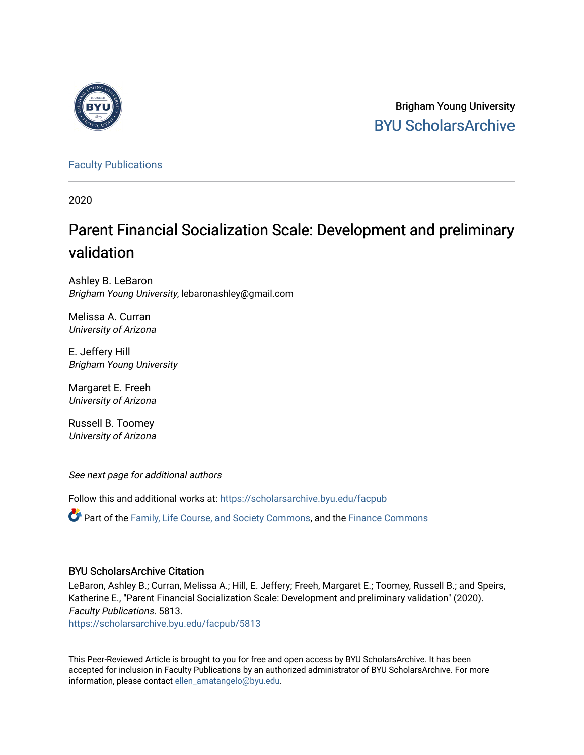Brigham Young University

BYU ScholarsArchive

Faculty Publications

2020

# Parent Financial Socialization Scale: Development and preliminary validation

Ashley B. LeBaron
*Brigham Young University*, lebaronashley@gmail.com

Melissa A. Curran
*University of Arizona*

E. Jeffery Hill
*Brigham Young University*

Margaret E. Freeh
*University of Arizona*

Russell B. Toomey
*University of Arizona*

*See next page for additional authors*

Follow this and additional works at: https://scholarsarchive.byu.edu/facpub

Part of the Family, Life Course, and Society Commons, and the Finance Commons

## BYU ScholarsArchive Citation

LeBaron, Ashley B.; Curran, Melissa A.; Hill, E. Jeffery; Freeh, Margaret E.; Toomey, Russell B.; and Speirs, Katherine E., "Parent Financial Socialization Scale: Development and preliminary validation" (2020). *Faculty Publications*. 5813.
https://scholarsarchive.byu.edu/facpub/5813

This Peer-Reviewed Article is brought to you for free and open access by BYU ScholarsArchive. It has been accepted for inclusion in Faculty Publications by an authorized administrator of BYU ScholarsArchive. For more information, please contact ellen_amatangelo@byu.edu.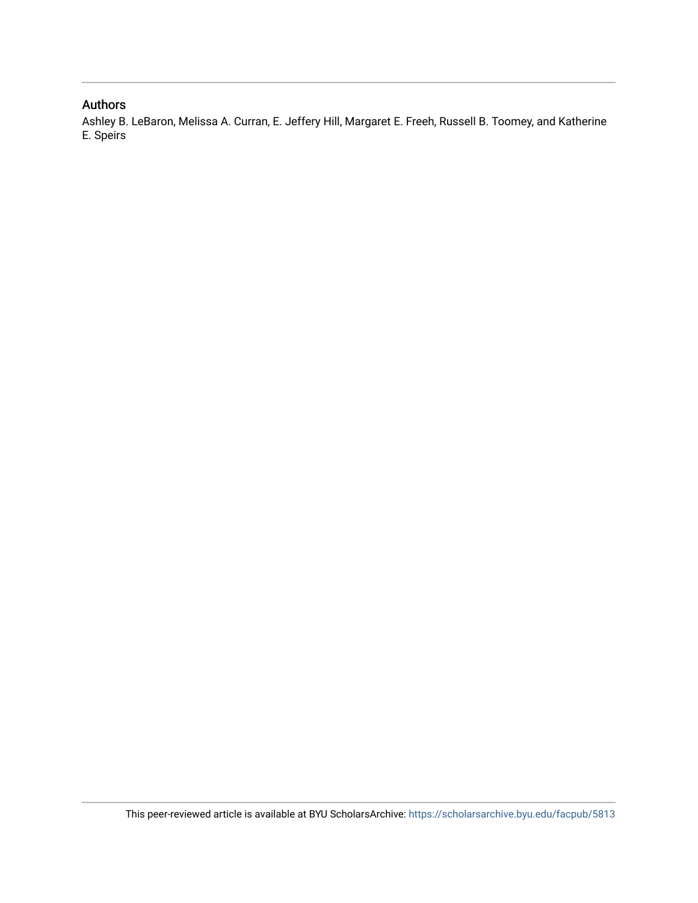## Authors

Ashley B. LeBaron, Melissa A. Curran, E. Jeffery Hill, Margaret E. Freeh, Russell B. Toomey, and Katherine E. Speirs

This peer-reviewed article is available at BYU ScholarsArchive: https://scholarsarchive.byu.edu/facpub/5813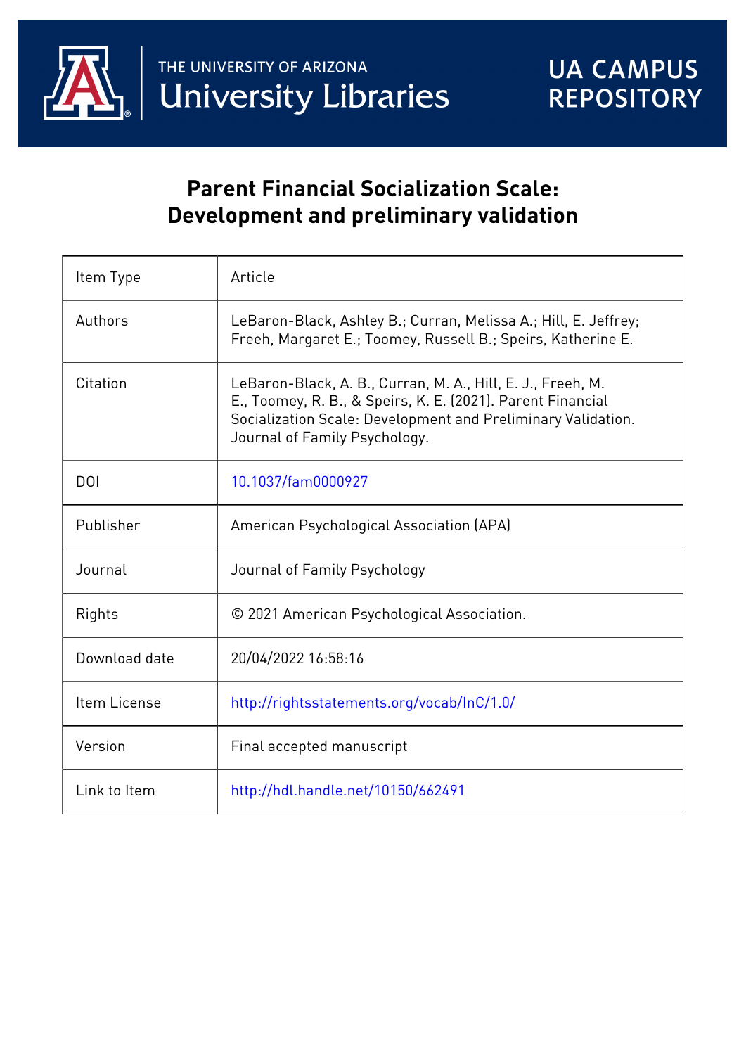# Parent Financial Socialization Scale: Development and preliminary validation

| Item Type | Article |
|---|---|
| Authors | LeBaron-Black, Ashley B.; Curran, Melissa A.; Hill, E. Jeffrey; Freeh, Margaret E.; Toomey, Russell B.; Speirs, Katherine E. |
| Citation | LeBaron-Black, A. B., Curran, M. A., Hill, E. J., Freeh, M. E., Toomey, R. B., & Speirs, K. E. (2021). Parent Financial Socialization Scale: Development and Preliminary Validation. Journal of Family Psychology. |
| DOI | 10.1037/fam0000927 |
| Publisher | American Psychological Association (APA) |
| Journal | Journal of Family Psychology |
| Rights | © 2021 American Psychological Association. |
| Download date | 20/04/2022 16:58:16 |
| Item License | http://rightsstatements.org/vocab/InC/1.0/ |
| Version | Final accepted manuscript |
| Link to Item | http://hdl.handle.net/10150/662491 |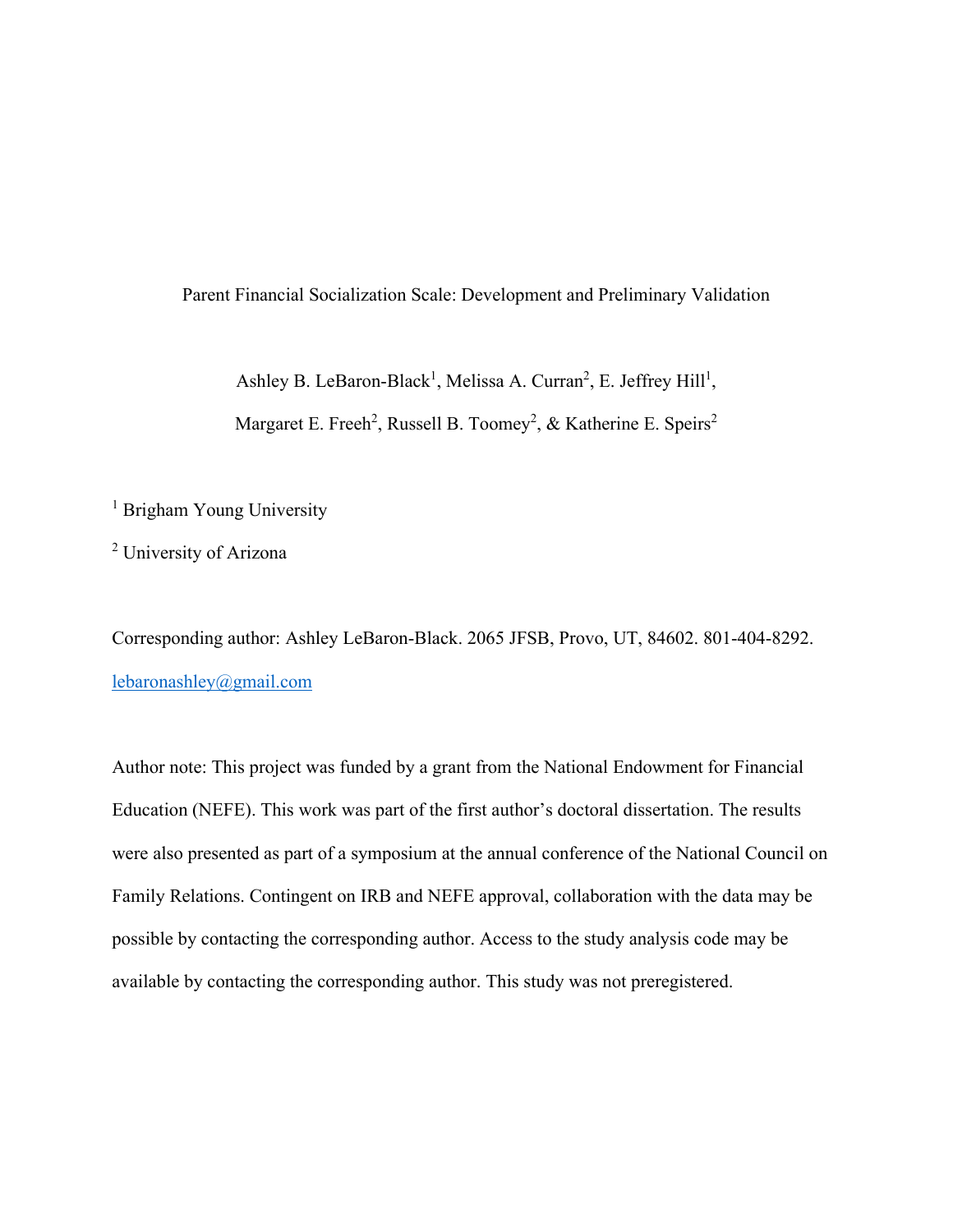Parent Financial Socialization Scale: Development and Preliminary Validation

Ashley B. LeBaron-Black[1], Melissa A. Curran[2], E. Jeffrey Hill[1],

Margaret E. Freeh[2], Russell B. Toomey[2], & Katherine E. Speirs[2]

[1] Brigham Young University

[2] University of Arizona

Corresponding author: Ashley LeBaron-Black. 2065 JFSB, Provo, UT, 84602. 801-404-8292. lebaronashley@gmail.com

Author note: This project was funded by a grant from the National Endowment for Financial Education (NEFE). This work was part of the first author's doctoral dissertation. The results were also presented as part of a symposium at the annual conference of the National Council on Family Relations. Contingent on IRB and NEFE approval, collaboration with the data may be possible by contacting the corresponding author. Access to the study analysis code may be available by contacting the corresponding author. This study was not preregistered.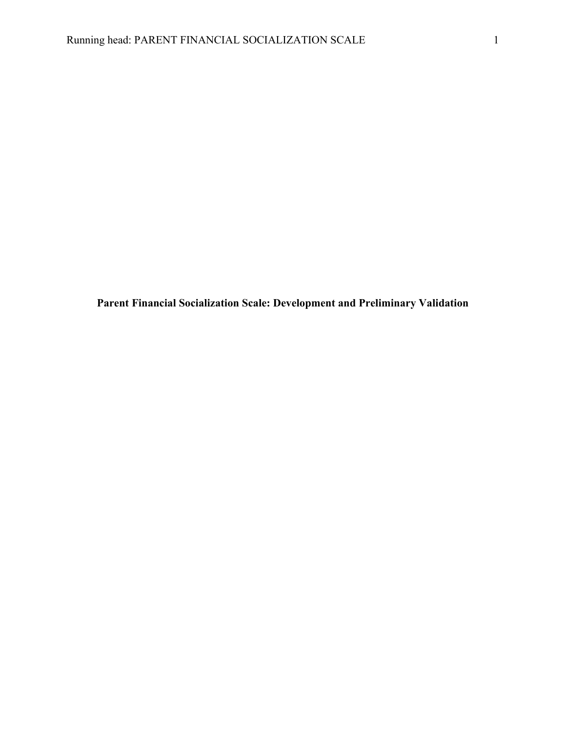**Parent Financial Socialization Scale: Development and Preliminary Validation**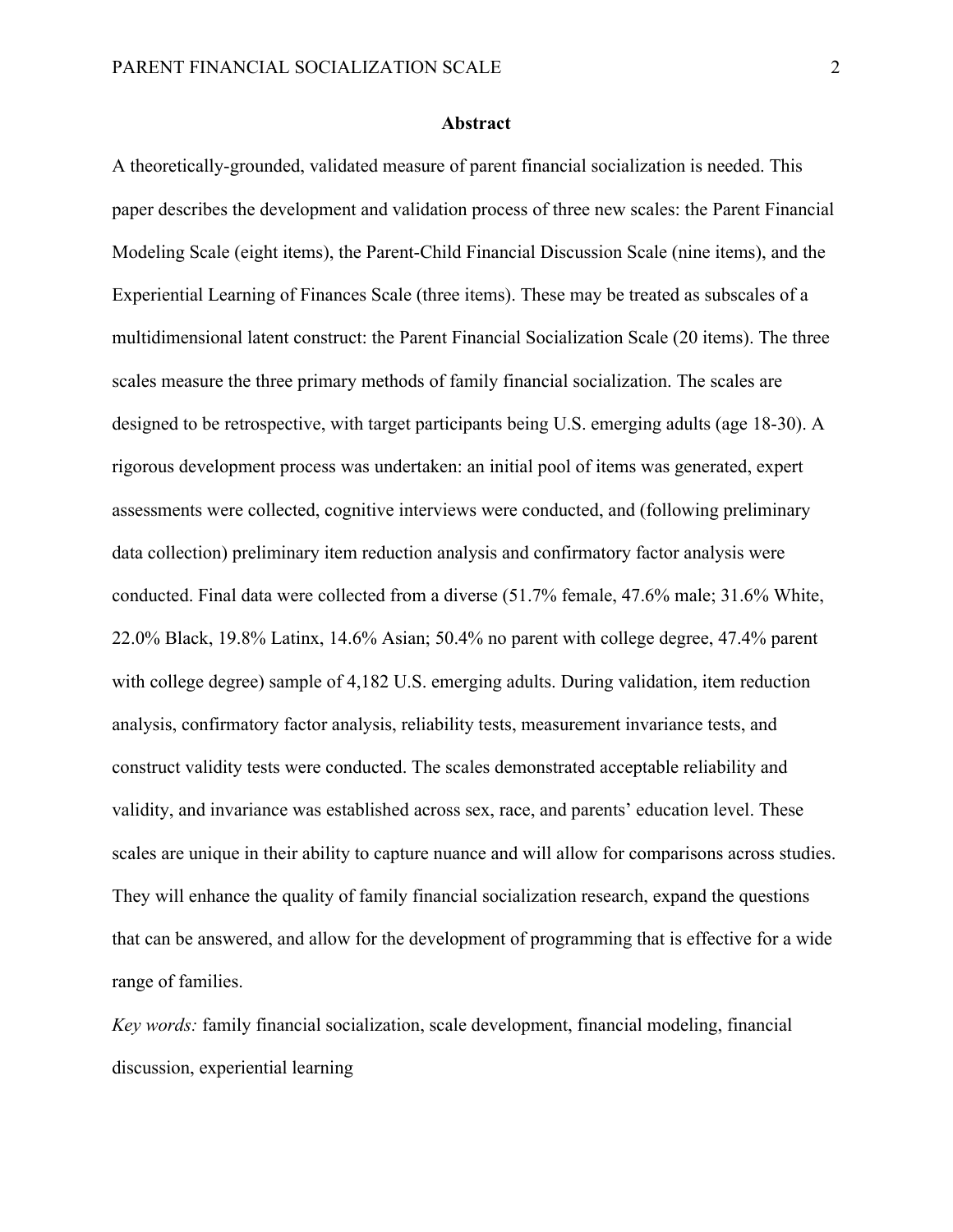**Abstract**

A theoretically-grounded, validated measure of parent financial socialization is needed. This paper describes the development and validation process of three new scales: the Parent Financial Modeling Scale (eight items), the Parent-Child Financial Discussion Scale (nine items), and the Experiential Learning of Finances Scale (three items). These may be treated as subscales of a multidimensional latent construct: the Parent Financial Socialization Scale (20 items). The three scales measure the three primary methods of family financial socialization. The scales are designed to be retrospective, with target participants being U.S. emerging adults (age 18-30). A rigorous development process was undertaken: an initial pool of items was generated, expert assessments were collected, cognitive interviews were conducted, and (following preliminary data collection) preliminary item reduction analysis and confirmatory factor analysis were conducted. Final data were collected from a diverse (51.7% female, 47.6% male; 31.6% White, 22.0% Black, 19.8% Latinx, 14.6% Asian; 50.4% no parent with college degree, 47.4% parent with college degree) sample of 4,182 U.S. emerging adults. During validation, item reduction analysis, confirmatory factor analysis, reliability tests, measurement invariance tests, and construct validity tests were conducted. The scales demonstrated acceptable reliability and validity, and invariance was established across sex, race, and parents' education level. These scales are unique in their ability to capture nuance and will allow for comparisons across studies. They will enhance the quality of family financial socialization research, expand the questions that can be answered, and allow for the development of programming that is effective for a wide range of families.

*Key words:* family financial socialization, scale development, financial modeling, financial discussion, experiential learning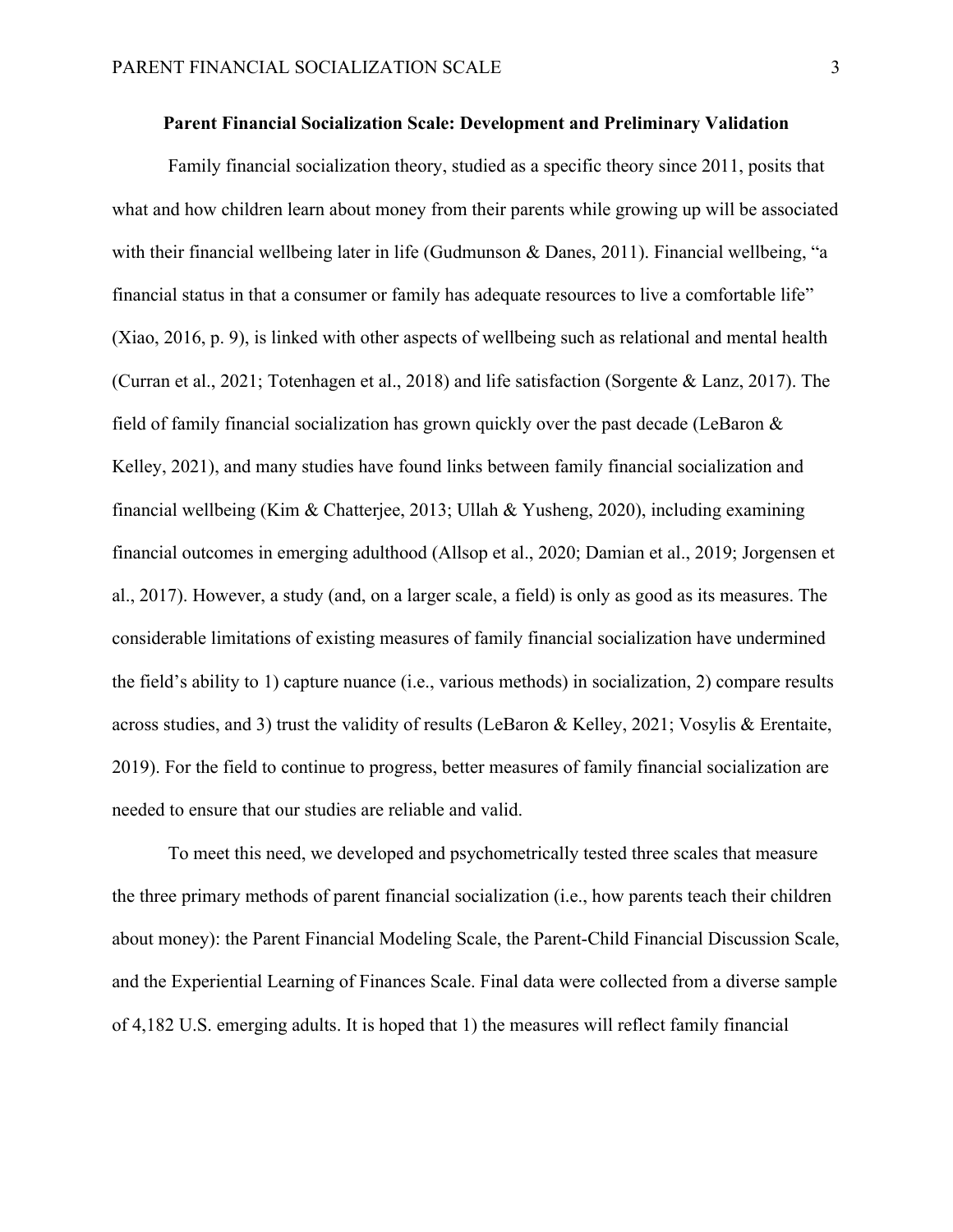## Parent Financial Socialization Scale: Development and Preliminary Validation

Family financial socialization theory, studied as a specific theory since 2011, posits that what and how children learn about money from their parents while growing up will be associated with their financial wellbeing later in life (Gudmunson & Danes, 2011). Financial wellbeing, "a financial status in that a consumer or family has adequate resources to live a comfortable life" (Xiao, 2016, p. 9), is linked with other aspects of wellbeing such as relational and mental health (Curran et al., 2021; Totenhagen et al., 2018) and life satisfaction (Sorgente & Lanz, 2017). The field of family financial socialization has grown quickly over the past decade (LeBaron & Kelley, 2021), and many studies have found links between family financial socialization and financial wellbeing (Kim & Chatterjee, 2013; Ullah & Yusheng, 2020), including examining financial outcomes in emerging adulthood (Allsop et al., 2020; Damian et al., 2019; Jorgensen et al., 2017). However, a study (and, on a larger scale, a field) is only as good as its measures. The considerable limitations of existing measures of family financial socialization have undermined the field's ability to 1) capture nuance (i.e., various methods) in socialization, 2) compare results across studies, and 3) trust the validity of results (LeBaron & Kelley, 2021; Vosylis & Erentaite, 2019). For the field to continue to progress, better measures of family financial socialization are needed to ensure that our studies are reliable and valid.

To meet this need, we developed and psychometrically tested three scales that measure the three primary methods of parent financial socialization (i.e., how parents teach their children about money): the Parent Financial Modeling Scale, the Parent-Child Financial Discussion Scale, and the Experiential Learning of Finances Scale. Final data were collected from a diverse sample of 4,182 U.S. emerging adults. It is hoped that 1) the measures will reflect family financial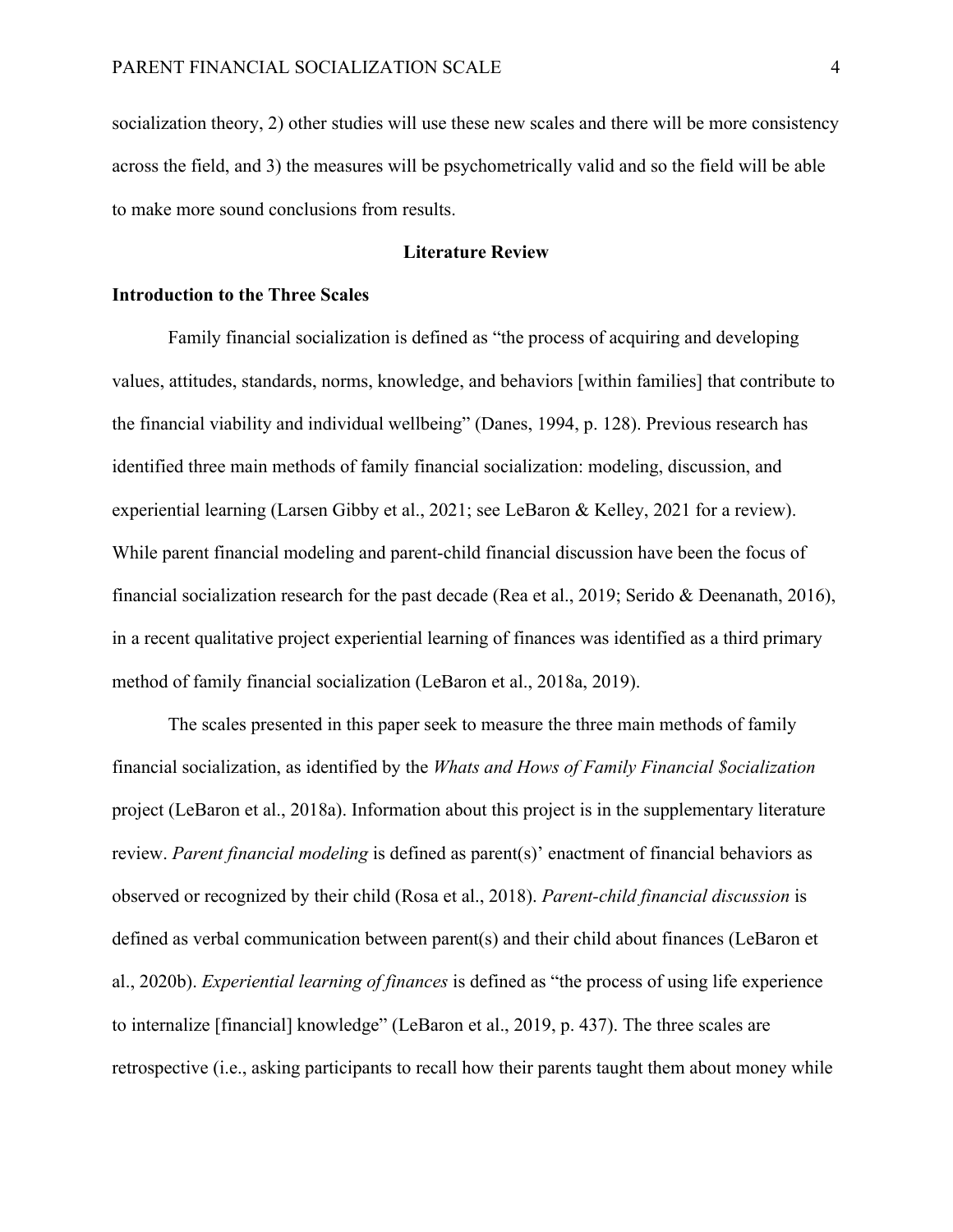socialization theory, 2) other studies will use these new scales and there will be more consistency across the field, and 3) the measures will be psychometrically valid and so the field will be able to make more sound conclusions from results.

## Literature Review

### Introduction to the Three Scales

Family financial socialization is defined as "the process of acquiring and developing values, attitudes, standards, norms, knowledge, and behaviors [within families] that contribute to the financial viability and individual wellbeing" (Danes, 1994, p. 128). Previous research has identified three main methods of family financial socialization: modeling, discussion, and experiential learning (Larsen Gibby et al., 2021; see LeBaron & Kelley, 2021 for a review). While parent financial modeling and parent-child financial discussion have been the focus of financial socialization research for the past decade (Rea et al., 2019; Serido & Deenanath, 2016), in a recent qualitative project experiential learning of finances was identified as a third primary method of family financial socialization (LeBaron et al., 2018a, 2019).

The scales presented in this paper seek to measure the three main methods of family financial socialization, as identified by the *Whats and Hows of Family Financial $ocialization* project (LeBaron et al., 2018a). Information about this project is in the supplementary literature review. *Parent financial modeling* is defined as parent(s)' enactment of financial behaviors as observed or recognized by their child (Rosa et al., 2018). *Parent-child financial discussion* is defined as verbal communication between parent(s) and their child about finances (LeBaron et al., 2020b). *Experiential learning of finances* is defined as "the process of using life experience to internalize [financial] knowledge" (LeBaron et al., 2019, p. 437). The three scales are retrospective (i.e., asking participants to recall how their parents taught them about money while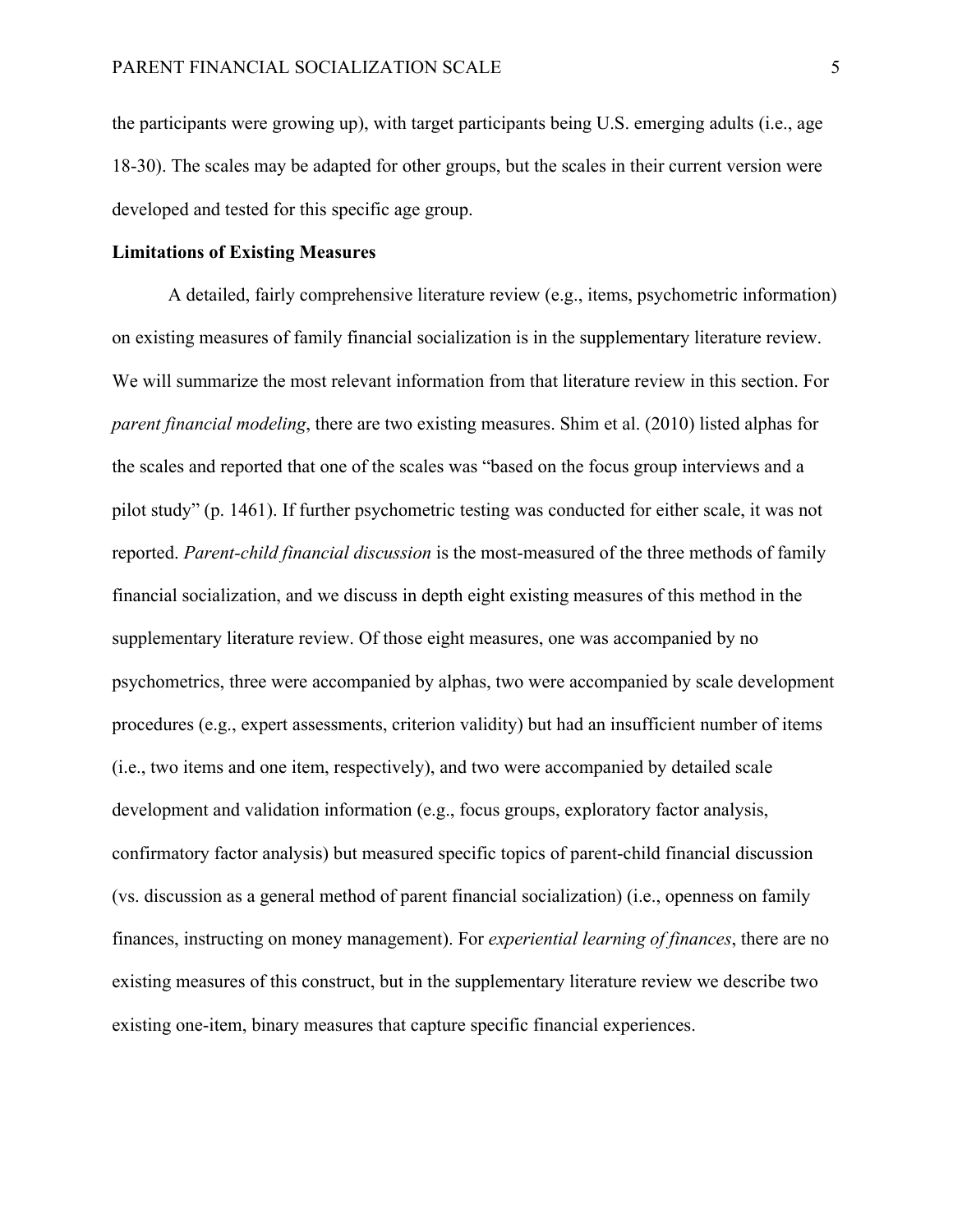the participants were growing up), with target participants being U.S. emerging adults (i.e., age 18-30). The scales may be adapted for other groups, but the scales in their current version were developed and tested for this specific age group.

## Limitations of Existing Measures

A detailed, fairly comprehensive literature review (e.g., items, psychometric information) on existing measures of family financial socialization is in the supplementary literature review. We will summarize the most relevant information from that literature review in this section. For *parent financial modeling*, there are two existing measures. Shim et al. (2010) listed alphas for the scales and reported that one of the scales was "based on the focus group interviews and a pilot study" (p. 1461). If further psychometric testing was conducted for either scale, it was not reported. *Parent-child financial discussion* is the most-measured of the three methods of family financial socialization, and we discuss in depth eight existing measures of this method in the supplementary literature review. Of those eight measures, one was accompanied by no psychometrics, three were accompanied by alphas, two were accompanied by scale development procedures (e.g., expert assessments, criterion validity) but had an insufficient number of items (i.e., two items and one item, respectively), and two were accompanied by detailed scale development and validation information (e.g., focus groups, exploratory factor analysis, confirmatory factor analysis) but measured specific topics of parent-child financial discussion (vs. discussion as a general method of parent financial socialization) (i.e., openness on family finances, instructing on money management). For *experiential learning of finances*, there are no existing measures of this construct, but in the supplementary literature review we describe two existing one-item, binary measures that capture specific financial experiences.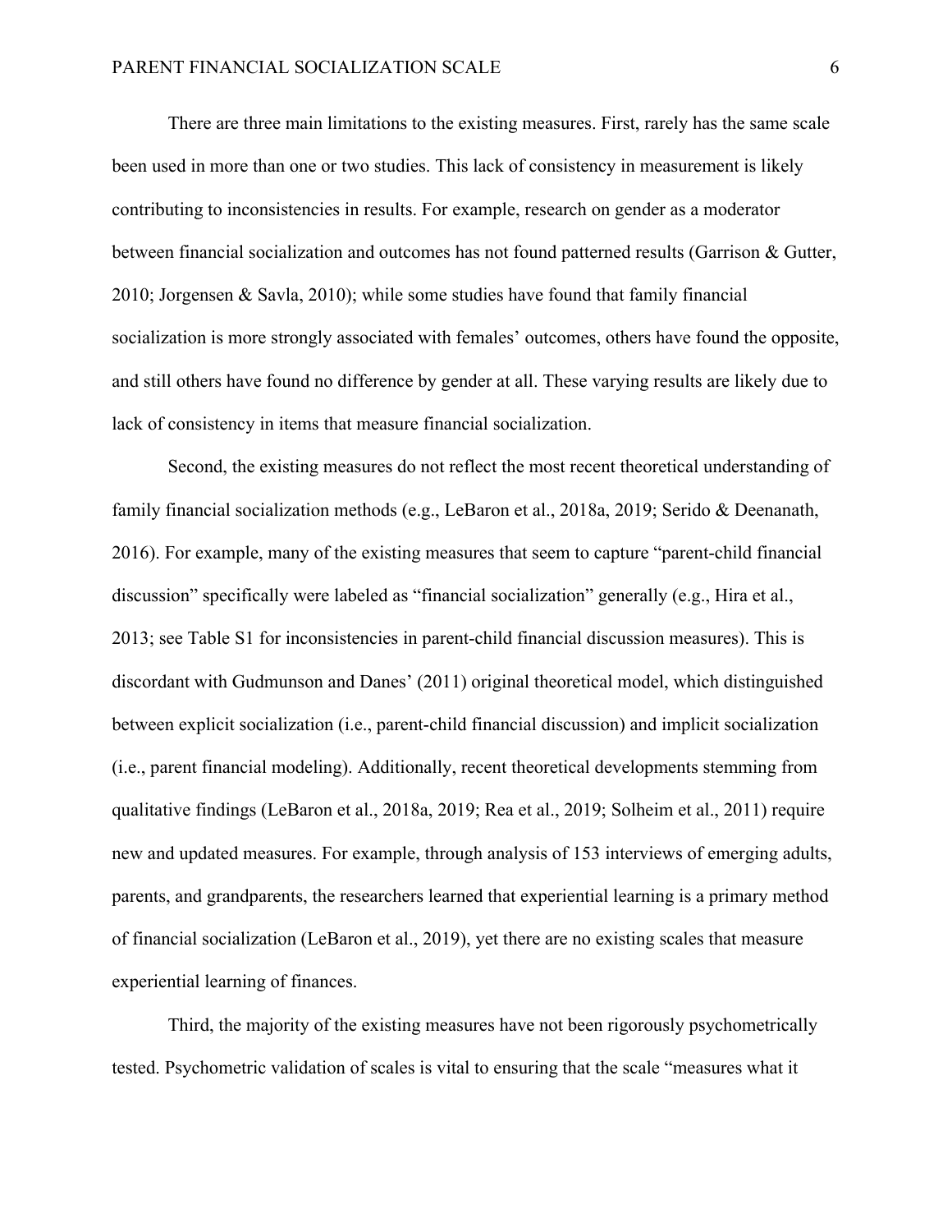There are three main limitations to the existing measures. First, rarely has the same scale been used in more than one or two studies. This lack of consistency in measurement is likely contributing to inconsistencies in results. For example, research on gender as a moderator between financial socialization and outcomes has not found patterned results (Garrison & Gutter, 2010; Jorgensen & Savla, 2010); while some studies have found that family financial socialization is more strongly associated with females' outcomes, others have found the opposite, and still others have found no difference by gender at all. These varying results are likely due to lack of consistency in items that measure financial socialization.

Second, the existing measures do not reflect the most recent theoretical understanding of family financial socialization methods (e.g., LeBaron et al., 2018a, 2019; Serido & Deenanath, 2016). For example, many of the existing measures that seem to capture "parent-child financial discussion" specifically were labeled as "financial socialization" generally (e.g., Hira et al., 2013; see Table S1 for inconsistencies in parent-child financial discussion measures). This is discordant with Gudmunson and Danes' (2011) original theoretical model, which distinguished between explicit socialization (i.e., parent-child financial discussion) and implicit socialization (i.e., parent financial modeling). Additionally, recent theoretical developments stemming from qualitative findings (LeBaron et al., 2018a, 2019; Rea et al., 2019; Solheim et al., 2011) require new and updated measures. For example, through analysis of 153 interviews of emerging adults, parents, and grandparents, the researchers learned that experiential learning is a primary method of financial socialization (LeBaron et al., 2019), yet there are no existing scales that measure experiential learning of finances.

Third, the majority of the existing measures have not been rigorously psychometrically tested. Psychometric validation of scales is vital to ensuring that the scale "measures what it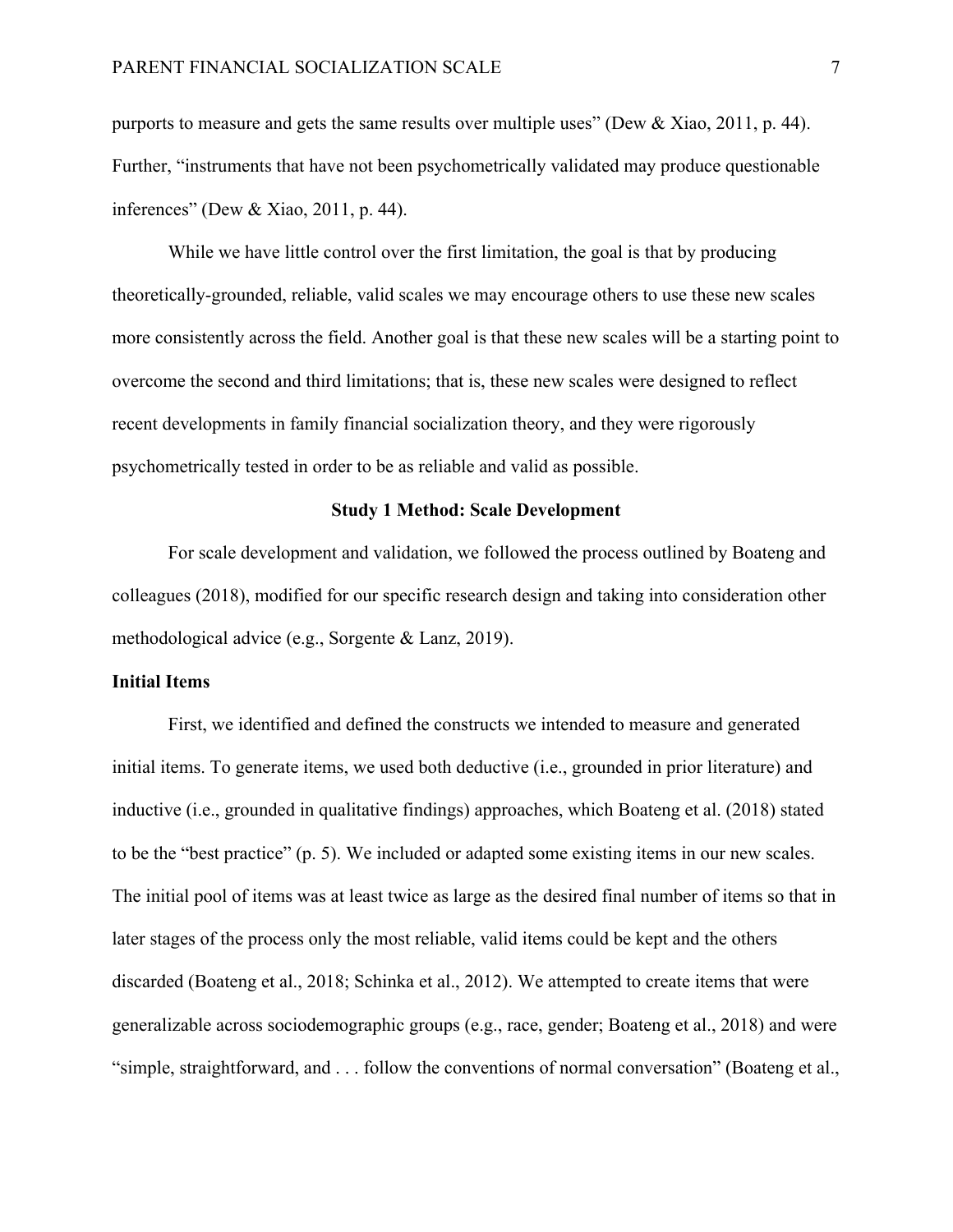purports to measure and gets the same results over multiple uses" (Dew & Xiao, 2011, p. 44). Further, "instruments that have not been psychometrically validated may produce questionable inferences" (Dew & Xiao, 2011, p. 44).

While we have little control over the first limitation, the goal is that by producing theoretically-grounded, reliable, valid scales we may encourage others to use these new scales more consistently across the field. Another goal is that these new scales will be a starting point to overcome the second and third limitations; that is, these new scales were designed to reflect recent developments in family financial socialization theory, and they were rigorously psychometrically tested in order to be as reliable and valid as possible.

## Study 1 Method: Scale Development

For scale development and validation, we followed the process outlined by Boateng and colleagues (2018), modified for our specific research design and taking into consideration other methodological advice (e.g., Sorgente & Lanz, 2019).

### Initial Items

First, we identified and defined the constructs we intended to measure and generated initial items. To generate items, we used both deductive (i.e., grounded in prior literature) and inductive (i.e., grounded in qualitative findings) approaches, which Boateng et al. (2018) stated to be the "best practice" (p. 5). We included or adapted some existing items in our new scales. The initial pool of items was at least twice as large as the desired final number of items so that in later stages of the process only the most reliable, valid items could be kept and the others discarded (Boateng et al., 2018; Schinka et al., 2012). We attempted to create items that were generalizable across sociodemographic groups (e.g., race, gender; Boateng et al., 2018) and were "simple, straightforward, and . . . follow the conventions of normal conversation" (Boateng et al.,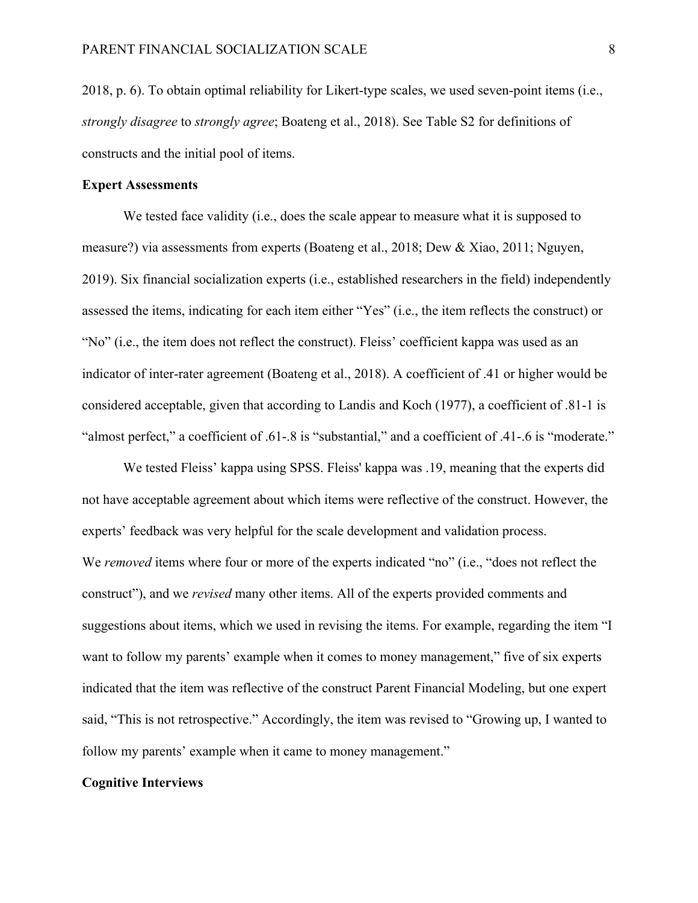2018, p. 6). To obtain optimal reliability for Likert-type scales, we used seven-point items (i.e., *strongly disagree* to *strongly agree*; Boateng et al., 2018). See Table S2 for definitions of constructs and the initial pool of items.

**Expert Assessments**

We tested face validity (i.e., does the scale appear to measure what it is supposed to measure?) via assessments from experts (Boateng et al., 2018; Dew & Xiao, 2011; Nguyen, 2019). Six financial socialization experts (i.e., established researchers in the field) independently assessed the items, indicating for each item either "Yes" (i.e., the item reflects the construct) or "No" (i.e., the item does not reflect the construct). Fleiss' coefficient kappa was used as an indicator of inter-rater agreement (Boateng et al., 2018). A coefficient of .41 or higher would be considered acceptable, given that according to Landis and Koch (1977), a coefficient of .81-1 is "almost perfect," a coefficient of .61-.8 is "substantial," and a coefficient of .41-.6 is "moderate."

We tested Fleiss' kappa using SPSS. Fleiss' kappa was .19, meaning that the experts did not have acceptable agreement about which items were reflective of the construct. However, the experts' feedback was very helpful for the scale development and validation process. We *removed* items where four or more of the experts indicated "no" (i.e., "does not reflect the construct"), and we *revised* many other items. All of the experts provided comments and suggestions about items, which we used in revising the items. For example, regarding the item "I want to follow my parents' example when it comes to money management," five of six experts indicated that the item was reflective of the construct Parent Financial Modeling, but one expert said, "This is not retrospective." Accordingly, the item was revised to "Growing up, I wanted to follow my parents' example when it came to money management."

**Cognitive Interviews**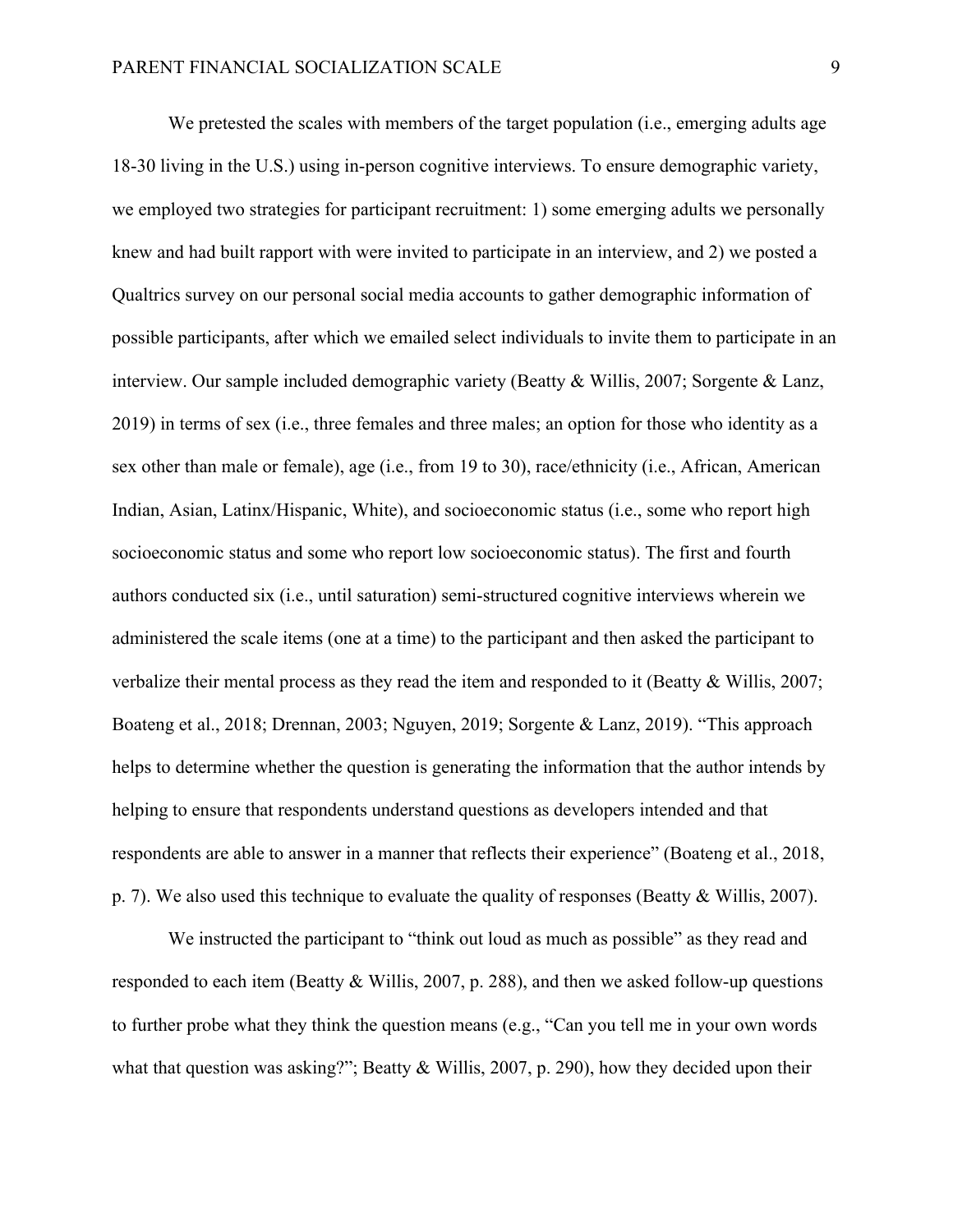We pretested the scales with members of the target population (i.e., emerging adults age 18-30 living in the U.S.) using in-person cognitive interviews. To ensure demographic variety, we employed two strategies for participant recruitment: 1) some emerging adults we personally knew and had built rapport with were invited to participate in an interview, and 2) we posted a Qualtrics survey on our personal social media accounts to gather demographic information of possible participants, after which we emailed select individuals to invite them to participate in an interview. Our sample included demographic variety (Beatty & Willis, 2007; Sorgente & Lanz, 2019) in terms of sex (i.e., three females and three males; an option for those who identity as a sex other than male or female), age (i.e., from 19 to 30), race/ethnicity (i.e., African, American Indian, Asian, Latinx/Hispanic, White), and socioeconomic status (i.e., some who report high socioeconomic status and some who report low socioeconomic status). The first and fourth authors conducted six (i.e., until saturation) semi-structured cognitive interviews wherein we administered the scale items (one at a time) to the participant and then asked the participant to verbalize their mental process as they read the item and responded to it (Beatty & Willis, 2007; Boateng et al., 2018; Drennan, 2003; Nguyen, 2019; Sorgente & Lanz, 2019). "This approach helps to determine whether the question is generating the information that the author intends by helping to ensure that respondents understand questions as developers intended and that respondents are able to answer in a manner that reflects their experience" (Boateng et al., 2018, p. 7). We also used this technique to evaluate the quality of responses (Beatty & Willis, 2007).

We instructed the participant to "think out loud as much as possible" as they read and responded to each item (Beatty & Willis, 2007, p. 288), and then we asked follow-up questions to further probe what they think the question means (e.g., "Can you tell me in your own words what that question was asking?"; Beatty & Willis, 2007, p. 290), how they decided upon their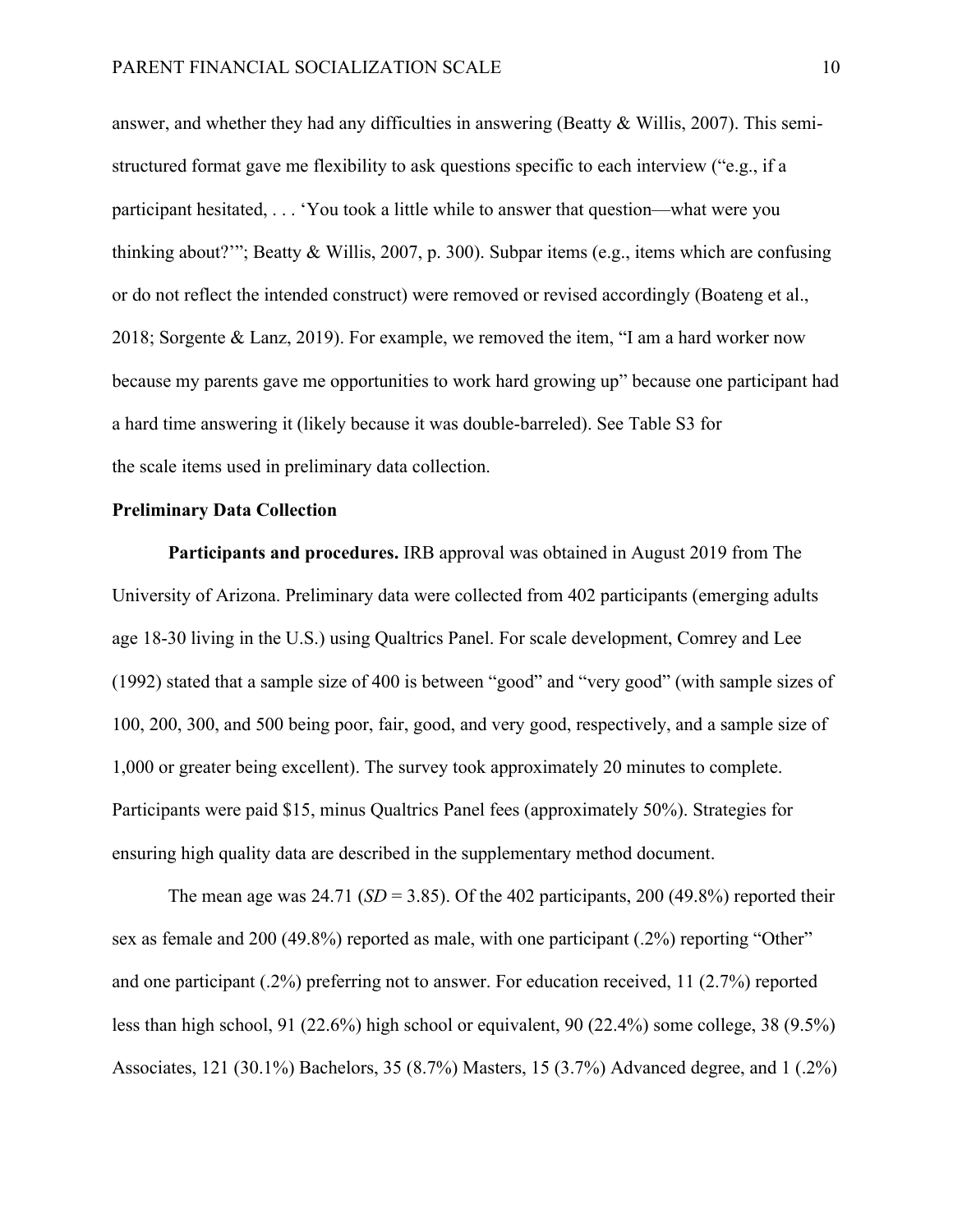answer, and whether they had any difficulties in answering (Beatty & Willis, 2007). This semi-structured format gave me flexibility to ask questions specific to each interview ("e.g., if a participant hesitated, . . . 'You took a little while to answer that question—what were you thinking about?'"; Beatty & Willis, 2007, p. 300). Subpar items (e.g., items which are confusing or do not reflect the intended construct) were removed or revised accordingly (Boateng et al., 2018; Sorgente & Lanz, 2019). For example, we removed the item, "I am a hard worker now because my parents gave me opportunities to work hard growing up" because one participant had a hard time answering it (likely because it was double-barreled). See Table S3 for the scale items used in preliminary data collection.

**Preliminary Data Collection**

**Participants and procedures.** IRB approval was obtained in August 2019 from The University of Arizona. Preliminary data were collected from 402 participants (emerging adults age 18-30 living in the U.S.) using Qualtrics Panel. For scale development, Comrey and Lee (1992) stated that a sample size of 400 is between "good" and "very good" (with sample sizes of 100, 200, 300, and 500 being poor, fair, good, and very good, respectively, and a sample size of 1,000 or greater being excellent). The survey took approximately 20 minutes to complete. Participants were paid $15, minus Qualtrics Panel fees (approximately 50%). Strategies for ensuring high quality data are described in the supplementary method document.

The mean age was 24.71 (*SD* = 3.85). Of the 402 participants, 200 (49.8%) reported their sex as female and 200 (49.8%) reported as male, with one participant (.2%) reporting "Other" and one participant (.2%) preferring not to answer. For education received, 11 (2.7%) reported less than high school, 91 (22.6%) high school or equivalent, 90 (22.4%) some college, 38 (9.5%) Associates, 121 (30.1%) Bachelors, 35 (8.7%) Masters, 15 (3.7%) Advanced degree, and 1 (.2%)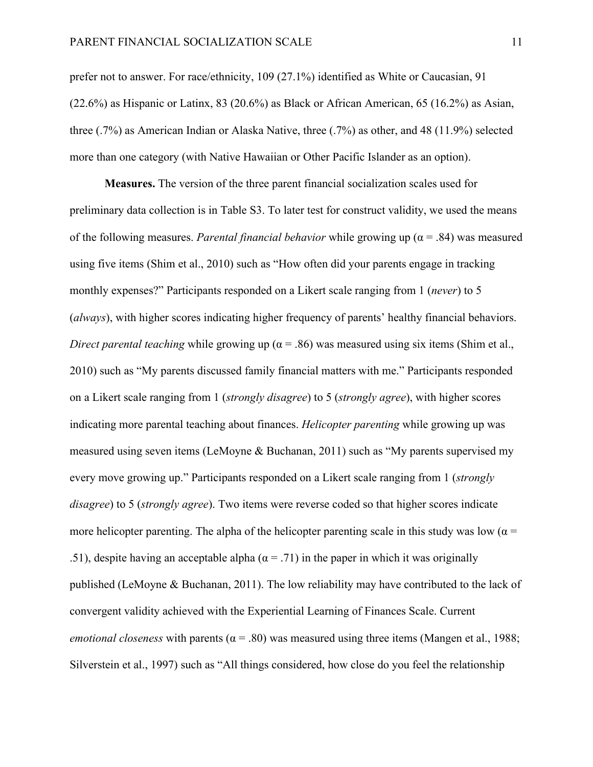prefer not to answer. For race/ethnicity, 109 (27.1%) identified as White or Caucasian, 91 (22.6%) as Hispanic or Latinx, 83 (20.6%) as Black or African American, 65 (16.2%) as Asian, three (.7%) as American Indian or Alaska Native, three (.7%) as other, and 48 (11.9%) selected more than one category (with Native Hawaiian or Other Pacific Islander as an option).

**Measures.** The version of the three parent financial socialization scales used for preliminary data collection is in Table S3. To later test for construct validity, we used the means of the following measures. *Parental financial behavior* while growing up (α = .84) was measured using five items (Shim et al., 2010) such as "How often did your parents engage in tracking monthly expenses?" Participants responded on a Likert scale ranging from 1 (*never*) to 5 (*always*), with higher scores indicating higher frequency of parents' healthy financial behaviors. *Direct parental teaching* while growing up (α = .86) was measured using six items (Shim et al., 2010) such as "My parents discussed family financial matters with me." Participants responded on a Likert scale ranging from 1 (*strongly disagree*) to 5 (*strongly agree*), with higher scores indicating more parental teaching about finances. *Helicopter parenting* while growing up was measured using seven items (LeMoyne & Buchanan, 2011) such as "My parents supervised my every move growing up." Participants responded on a Likert scale ranging from 1 (*strongly disagree*) to 5 (*strongly agree*). Two items were reverse coded so that higher scores indicate more helicopter parenting. The alpha of the helicopter parenting scale in this study was low (α = .51), despite having an acceptable alpha (α = .71) in the paper in which it was originally published (LeMoyne & Buchanan, 2011). The low reliability may have contributed to the lack of convergent validity achieved with the Experiential Learning of Finances Scale. Current *emotional closeness* with parents (α = .80) was measured using three items (Mangen et al., 1988; Silverstein et al., 1997) such as "All things considered, how close do you feel the relationship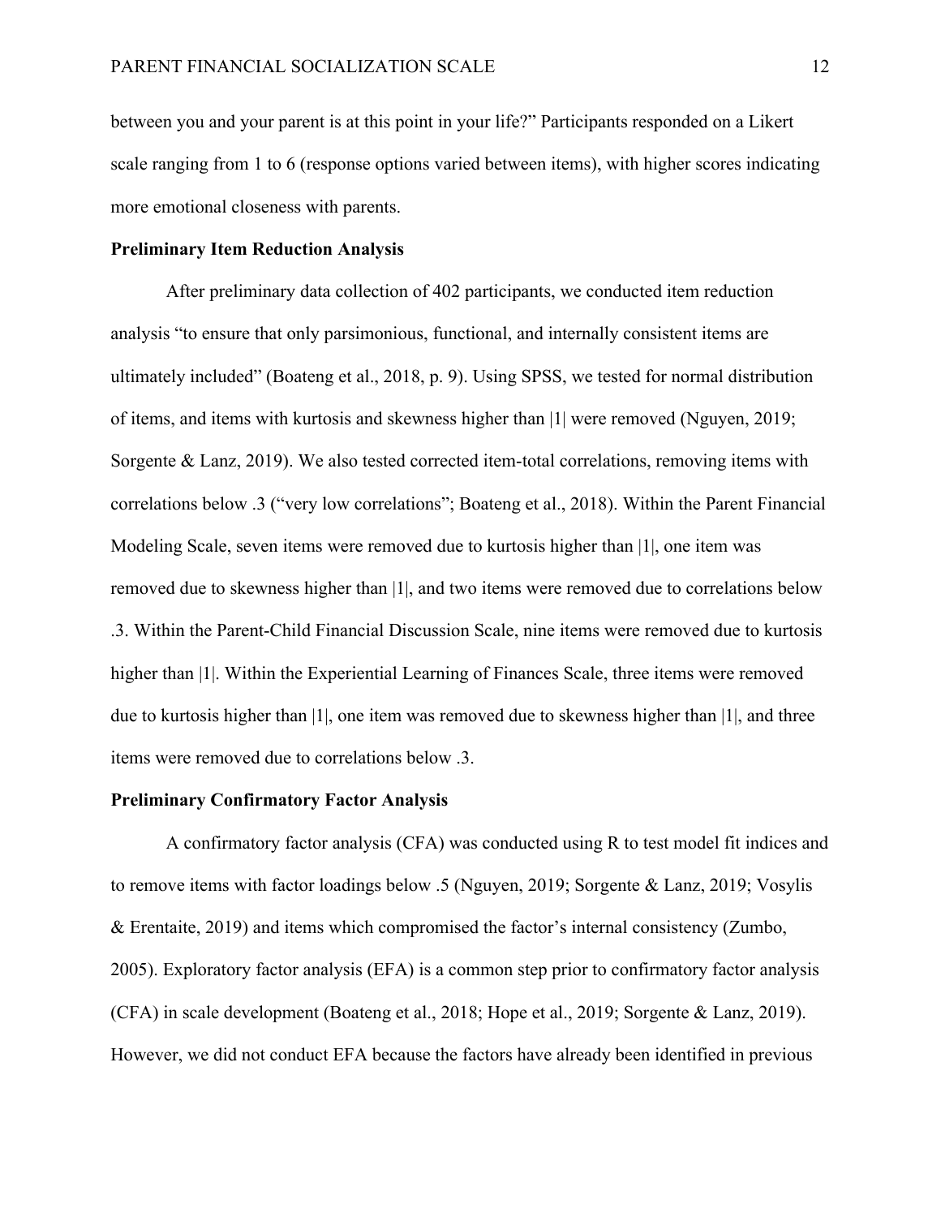between you and your parent is at this point in your life?" Participants responded on a Likert scale ranging from 1 to 6 (response options varied between items), with higher scores indicating more emotional closeness with parents.

**Preliminary Item Reduction Analysis**

After preliminary data collection of 402 participants, we conducted item reduction analysis "to ensure that only parsimonious, functional, and internally consistent items are ultimately included" (Boateng et al., 2018, p. 9). Using SPSS, we tested for normal distribution of items, and items with kurtosis and skewness higher than |1| were removed (Nguyen, 2019; Sorgente & Lanz, 2019). We also tested corrected item-total correlations, removing items with correlations below .3 ("very low correlations"; Boateng et al., 2018). Within the Parent Financial Modeling Scale, seven items were removed due to kurtosis higher than |1|, one item was removed due to skewness higher than |1|, and two items were removed due to correlations below .3. Within the Parent-Child Financial Discussion Scale, nine items were removed due to kurtosis higher than |1|. Within the Experiential Learning of Finances Scale, three items were removed due to kurtosis higher than |1|, one item was removed due to skewness higher than |1|, and three items were removed due to correlations below .3.

**Preliminary Confirmatory Factor Analysis**

A confirmatory factor analysis (CFA) was conducted using R to test model fit indices and to remove items with factor loadings below .5 (Nguyen, 2019; Sorgente & Lanz, 2019; Vosylis & Erentaite, 2019) and items which compromised the factor's internal consistency (Zumbo, 2005). Exploratory factor analysis (EFA) is a common step prior to confirmatory factor analysis (CFA) in scale development (Boateng et al., 2018; Hope et al., 2019; Sorgente & Lanz, 2019). However, we did not conduct EFA because the factors have already been identified in previous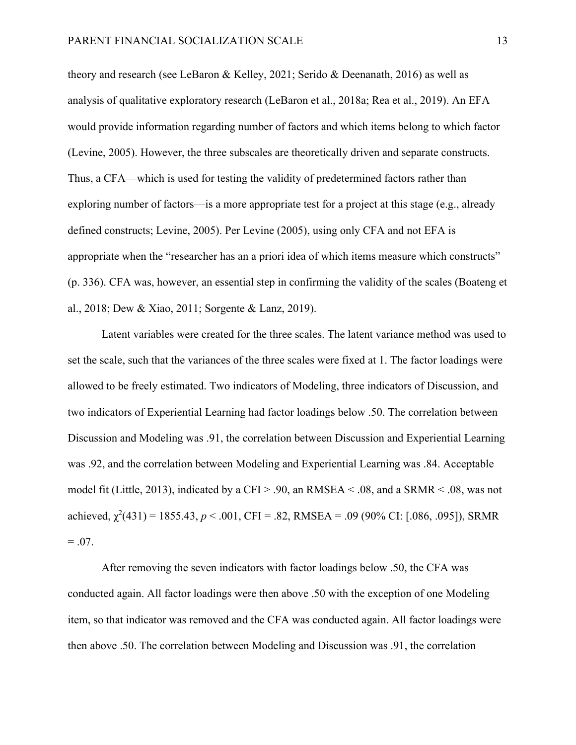theory and research (see LeBaron & Kelley, 2021; Serido & Deenanath, 2016) as well as analysis of qualitative exploratory research (LeBaron et al., 2018a; Rea et al., 2019). An EFA would provide information regarding number of factors and which items belong to which factor (Levine, 2005). However, the three subscales are theoretically driven and separate constructs. Thus, a CFA—which is used for testing the validity of predetermined factors rather than exploring number of factors—is a more appropriate test for a project at this stage (e.g., already defined constructs; Levine, 2005). Per Levine (2005), using only CFA and not EFA is appropriate when the "researcher has an a priori idea of which items measure which constructs" (p. 336). CFA was, however, an essential step in confirming the validity of the scales (Boateng et al., 2018; Dew & Xiao, 2011; Sorgente & Lanz, 2019).

Latent variables were created for the three scales. The latent variance method was used to set the scale, such that the variances of the three scales were fixed at 1. The factor loadings were allowed to be freely estimated. Two indicators of Modeling, three indicators of Discussion, and two indicators of Experiential Learning had factor loadings below .50. The correlation between Discussion and Modeling was .91, the correlation between Discussion and Experiential Learning was .92, and the correlation between Modeling and Experiential Learning was .84. Acceptable model fit (Little, 2013), indicated by a CFI > .90, an RMSEA < .08, and a SRMR < .08, was not achieved, $\chi^2(431) = 1855.43$, $p < .001$, CFI = .82, RMSEA = .09 (90% CI: [.086, .095]), SRMR = .07.

After removing the seven indicators with factor loadings below .50, the CFA was conducted again. All factor loadings were then above .50 with the exception of one Modeling item, so that indicator was removed and the CFA was conducted again. All factor loadings were then above .50. The correlation between Modeling and Discussion was .91, the correlation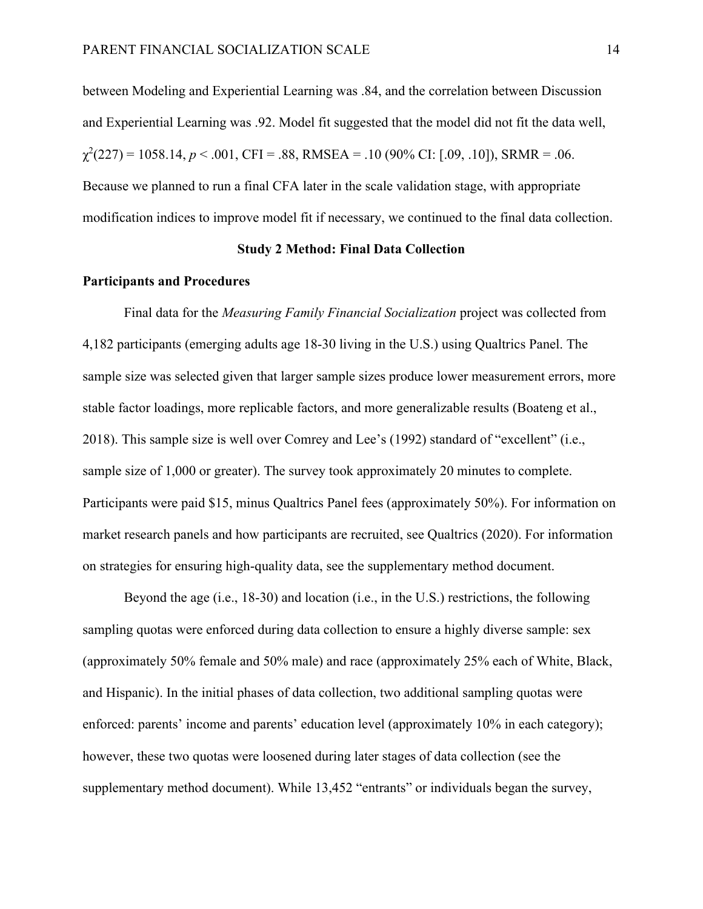between Modeling and Experiential Learning was .84, and the correlation between Discussion and Experiential Learning was .92. Model fit suggested that the model did not fit the data well, $\chi^2(227) = 1058.14$, $p < .001$, CFI = .88, RMSEA = .10 (90% CI: [.09, .10]), SRMR = .06. Because we planned to run a final CFA later in the scale validation stage, with appropriate modification indices to improve model fit if necessary, we continued to the final data collection.

## Study 2 Method: Final Data Collection

### Participants and Procedures

Final data for the *Measuring Family Financial Socialization* project was collected from 4,182 participants (emerging adults age 18-30 living in the U.S.) using Qualtrics Panel. The sample size was selected given that larger sample sizes produce lower measurement errors, more stable factor loadings, more replicable factors, and more generalizable results (Boateng et al., 2018). This sample size is well over Comrey and Lee's (1992) standard of "excellent" (i.e., sample size of 1,000 or greater). The survey took approximately 20 minutes to complete. Participants were paid $15, minus Qualtrics Panel fees (approximately 50%). For information on market research panels and how participants are recruited, see Qualtrics (2020). For information on strategies for ensuring high-quality data, see the supplementary method document.

Beyond the age (i.e., 18-30) and location (i.e., in the U.S.) restrictions, the following sampling quotas were enforced during data collection to ensure a highly diverse sample: sex (approximately 50% female and 50% male) and race (approximately 25% each of White, Black, and Hispanic). In the initial phases of data collection, two additional sampling quotas were enforced: parents' income and parents' education level (approximately 10% in each category); however, these two quotas were loosened during later stages of data collection (see the supplementary method document). While 13,452 "entrants" or individuals began the survey,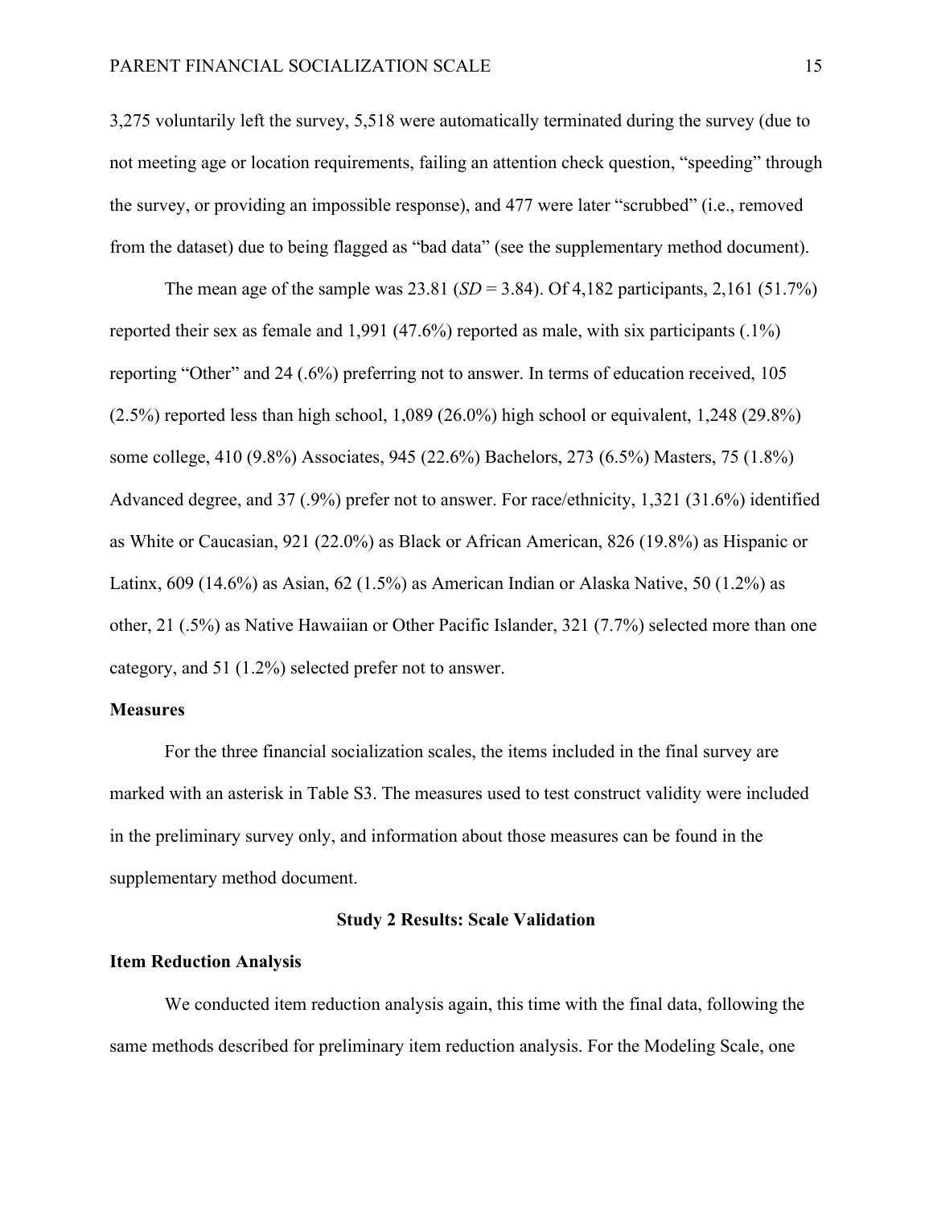3,275 voluntarily left the survey, 5,518 were automatically terminated during the survey (due to not meeting age or location requirements, failing an attention check question, "speeding" through the survey, or providing an impossible response), and 477 were later "scrubbed" (i.e., removed from the dataset) due to being flagged as "bad data" (see the supplementary method document).

The mean age of the sample was 23.81 (*SD* = 3.84). Of 4,182 participants, 2,161 (51.7%) reported their sex as female and 1,991 (47.6%) reported as male, with six participants (.1%) reporting "Other" and 24 (.6%) preferring not to answer. In terms of education received, 105 (2.5%) reported less than high school, 1,089 (26.0%) high school or equivalent, 1,248 (29.8%) some college, 410 (9.8%) Associates, 945 (22.6%) Bachelors, 273 (6.5%) Masters, 75 (1.8%) Advanced degree, and 37 (.9%) prefer not to answer. For race/ethnicity, 1,321 (31.6%) identified as White or Caucasian, 921 (22.0%) as Black or African American, 826 (19.8%) as Hispanic or Latinx, 609 (14.6%) as Asian, 62 (1.5%) as American Indian or Alaska Native, 50 (1.2%) as other, 21 (.5%) as Native Hawaiian or Other Pacific Islander, 321 (7.7%) selected more than one category, and 51 (1.2%) selected prefer not to answer.

## Measures

For the three financial socialization scales, the items included in the final survey are marked with an asterisk in Table S3. The measures used to test construct validity were included in the preliminary survey only, and information about those measures can be found in the supplementary method document.

# Study 2 Results: Scale Validation

## Item Reduction Analysis

We conducted item reduction analysis again, this time with the final data, following the same methods described for preliminary item reduction analysis. For the Modeling Scale, one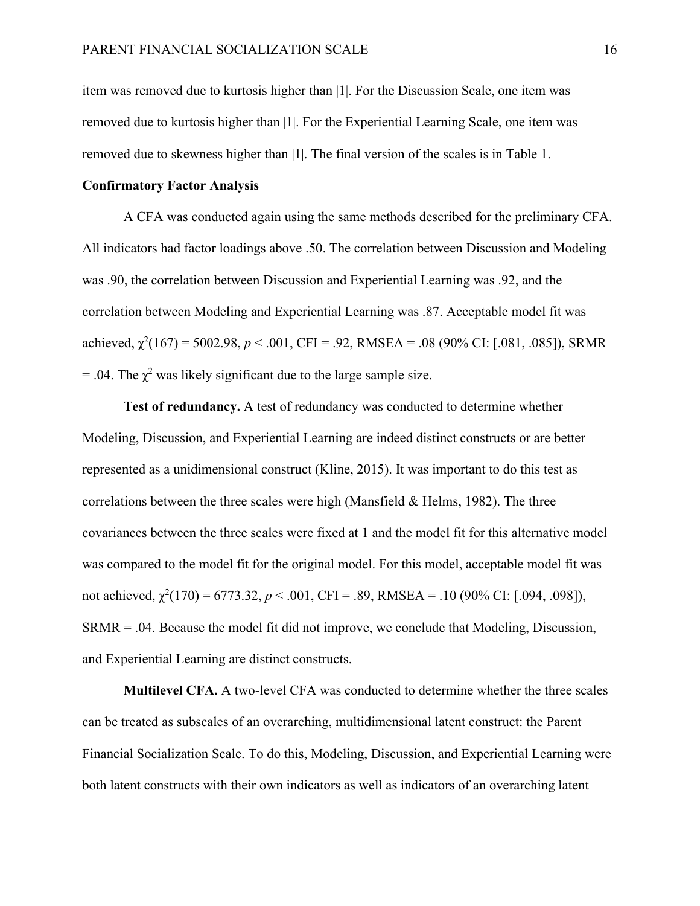item was removed due to kurtosis higher than |1|. For the Discussion Scale, one item was removed due to kurtosis higher than |1|. For the Experiential Learning Scale, one item was removed due to skewness higher than |1|. The final version of the scales is in Table 1.

## Confirmatory Factor Analysis

A CFA was conducted again using the same methods described for the preliminary CFA. All indicators had factor loadings above .50. The correlation between Discussion and Modeling was .90, the correlation between Discussion and Experiential Learning was .92, and the correlation between Modeling and Experiential Learning was .87. Acceptable model fit was achieved, $\chi^2(167) = 5002.98$, $p < .001$, CFI = .92, RMSEA = .08 (90% CI: [.081, .085]), SRMR = .04. The $\chi^2$ was likely significant due to the large sample size.

**Test of redundancy.** A test of redundancy was conducted to determine whether Modeling, Discussion, and Experiential Learning are indeed distinct constructs or are better represented as a unidimensional construct (Kline, 2015). It was important to do this test as correlations between the three scales were high (Mansfield & Helms, 1982). The three covariances between the three scales were fixed at 1 and the model fit for this alternative model was compared to the model fit for the original model. For this model, acceptable model fit was not achieved, $\chi^2(170) = 6773.32$, $p < .001$, CFI = .89, RMSEA = .10 (90% CI: [.094, .098]), SRMR = .04. Because the model fit did not improve, we conclude that Modeling, Discussion, and Experiential Learning are distinct constructs.

**Multilevel CFA.** A two-level CFA was conducted to determine whether the three scales can be treated as subscales of an overarching, multidimensional latent construct: the Parent Financial Socialization Scale. To do this, Modeling, Discussion, and Experiential Learning were both latent constructs with their own indicators as well as indicators of an overarching latent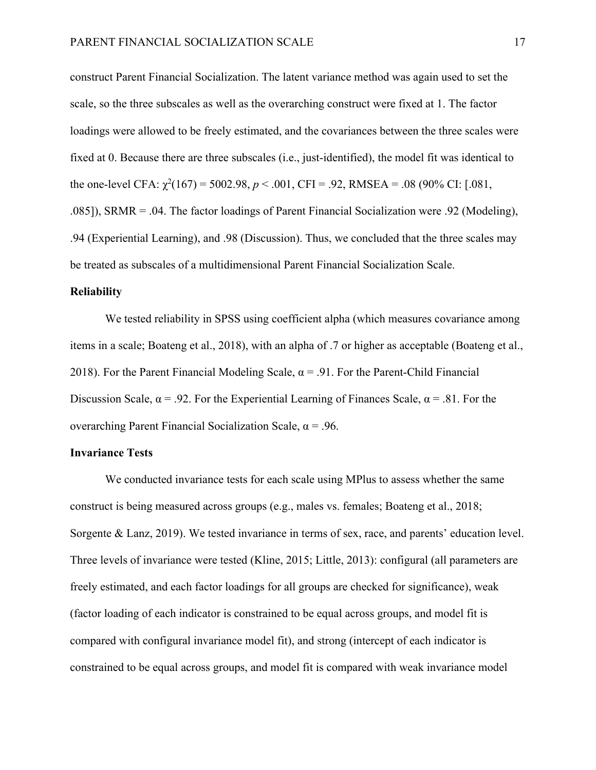construct Parent Financial Socialization. The latent variance method was again used to set the scale, so the three subscales as well as the overarching construct were fixed at 1. The factor loadings were allowed to be freely estimated, and the covariances between the three scales were fixed at 0. Because there are three subscales (i.e., just-identified), the model fit was identical to the one-level CFA: $\chi^2(167) = 5002.98$, $p < .001$, CFI = .92, RMSEA = .08 (90% CI: [.081, .085]), SRMR = .04. The factor loadings of Parent Financial Socialization were .92 (Modeling), .94 (Experiential Learning), and .98 (Discussion). Thus, we concluded that the three scales may be treated as subscales of a multidimensional Parent Financial Socialization Scale.

## Reliability

We tested reliability in SPSS using coefficient alpha (which measures covariance among items in a scale; Boateng et al., 2018), with an alpha of .7 or higher as acceptable (Boateng et al., 2018). For the Parent Financial Modeling Scale, $\alpha = .91$. For the Parent-Child Financial Discussion Scale, $\alpha = .92$. For the Experiential Learning of Finances Scale, $\alpha = .81$. For the overarching Parent Financial Socialization Scale, $\alpha = .96$.

## Invariance Tests

We conducted invariance tests for each scale using MPlus to assess whether the same construct is being measured across groups (e.g., males vs. females; Boateng et al., 2018; Sorgente & Lanz, 2019). We tested invariance in terms of sex, race, and parents' education level. Three levels of invariance were tested (Kline, 2015; Little, 2013): configural (all parameters are freely estimated, and each factor loadings for all groups are checked for significance), weak (factor loading of each indicator is constrained to be equal across groups, and model fit is compared with configural invariance model fit), and strong (intercept of each indicator is constrained to be equal across groups, and model fit is compared with weak invariance model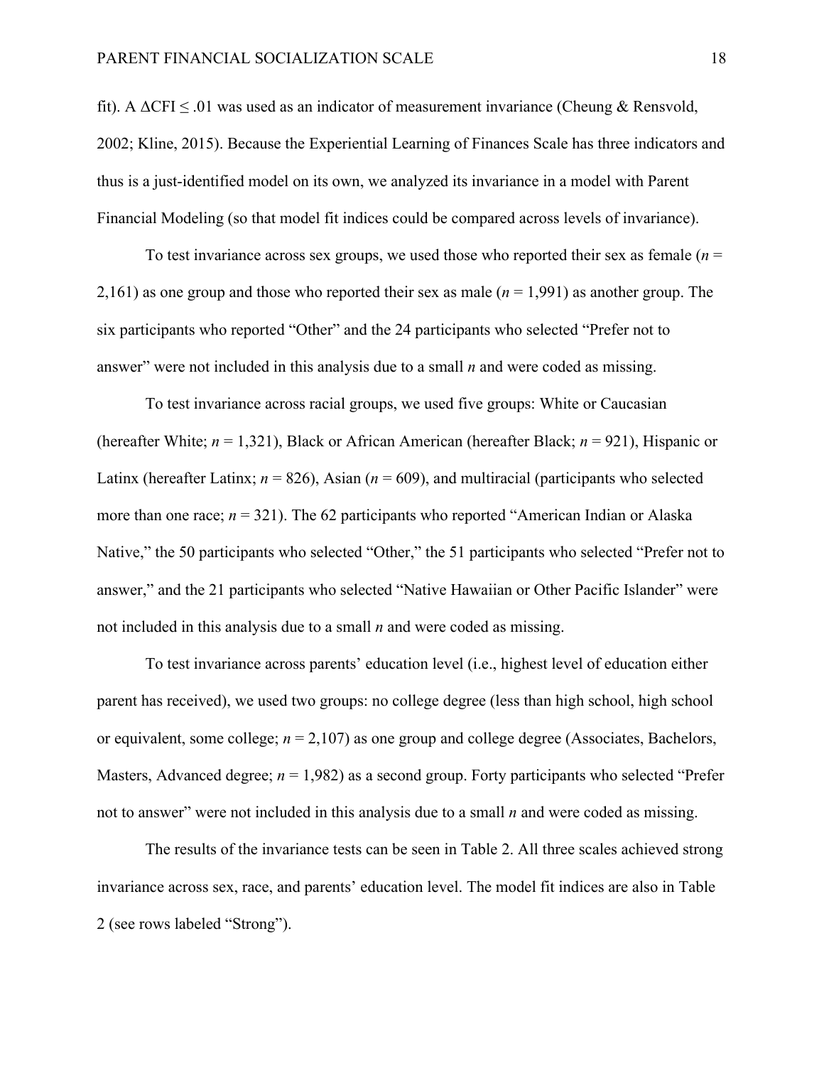fit). A $\Delta$CFI $\leq$ .01 was used as an indicator of measurement invariance (Cheung & Rensvold, 2002; Kline, 2015). Because the Experiential Learning of Finances Scale has three indicators and thus is a just-identified model on its own, we analyzed its invariance in a model with Parent Financial Modeling (so that model fit indices could be compared across levels of invariance).

To test invariance across sex groups, we used those who reported their sex as female ($n$ = 2,161) as one group and those who reported their sex as male ($n$ = 1,991) as another group. The six participants who reported "Other" and the 24 participants who selected "Prefer not to answer" were not included in this analysis due to a small $n$ and were coded as missing.

To test invariance across racial groups, we used five groups: White or Caucasian (hereafter White; $n$ = 1,321), Black or African American (hereafter Black; $n$ = 921), Hispanic or Latinx (hereafter Latinx; $n$ = 826), Asian ($n$ = 609), and multiracial (participants who selected more than one race; $n$ = 321). The 62 participants who reported "American Indian or Alaska Native," the 50 participants who selected "Other," the 51 participants who selected "Prefer not to answer," and the 21 participants who selected "Native Hawaiian or Other Pacific Islander" were not included in this analysis due to a small $n$ and were coded as missing.

To test invariance across parents' education level (i.e., highest level of education either parent has received), we used two groups: no college degree (less than high school, high school or equivalent, some college; $n$ = 2,107) as one group and college degree (Associates, Bachelors, Masters, Advanced degree; $n$ = 1,982) as a second group. Forty participants who selected "Prefer not to answer" were not included in this analysis due to a small $n$ and were coded as missing.

The results of the invariance tests can be seen in Table 2. All three scales achieved strong invariance across sex, race, and parents' education level. The model fit indices are also in Table 2 (see rows labeled "Strong").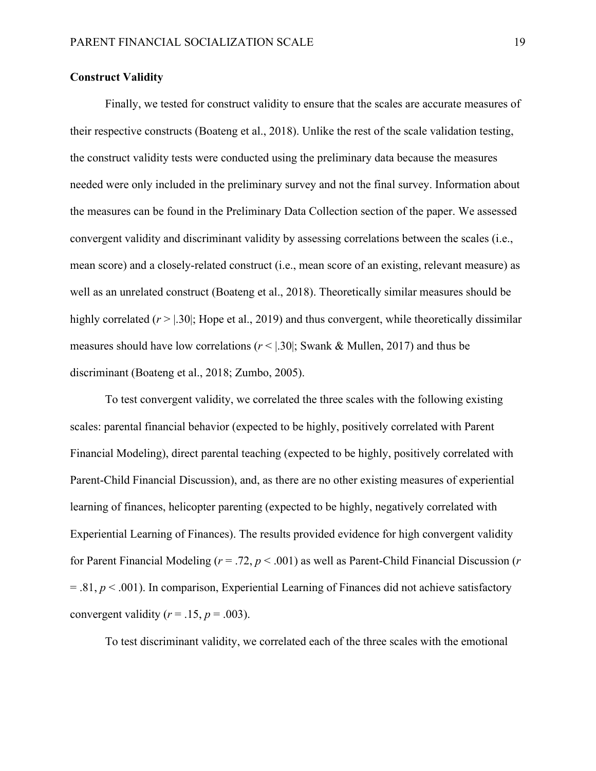**Construct Validity**

Finally, we tested for construct validity to ensure that the scales are accurate measures of their respective constructs (Boateng et al., 2018). Unlike the rest of the scale validation testing, the construct validity tests were conducted using the preliminary data because the measures needed were only included in the preliminary survey and not the final survey. Information about the measures can be found in the Preliminary Data Collection section of the paper. We assessed convergent validity and discriminant validity by assessing correlations between the scales (i.e., mean score) and a closely-related construct (i.e., mean score of an existing, relevant measure) as well as an unrelated construct (Boateng et al., 2018). Theoretically similar measures should be highly correlated ($r > |.30|$; Hope et al., 2019) and thus convergent, while theoretically dissimilar measures should have low correlations ($r < |.30|$; Swank & Mullen, 2017) and thus be discriminant (Boateng et al., 2018; Zumbo, 2005).

To test convergent validity, we correlated the three scales with the following existing scales: parental financial behavior (expected to be highly, positively correlated with Parent Financial Modeling), direct parental teaching (expected to be highly, positively correlated with Parent-Child Financial Discussion), and, as there are no other existing measures of experiential learning of finances, helicopter parenting (expected to be highly, negatively correlated with Experiential Learning of Finances). The results provided evidence for high convergent validity for Parent Financial Modeling ($r = .72$, $p < .001$) as well as Parent-Child Financial Discussion ($r = .81$, $p < .001$). In comparison, Experiential Learning of Finances did not achieve satisfactory convergent validity ($r = .15$, $p = .003$).

To test discriminant validity, we correlated each of the three scales with the emotional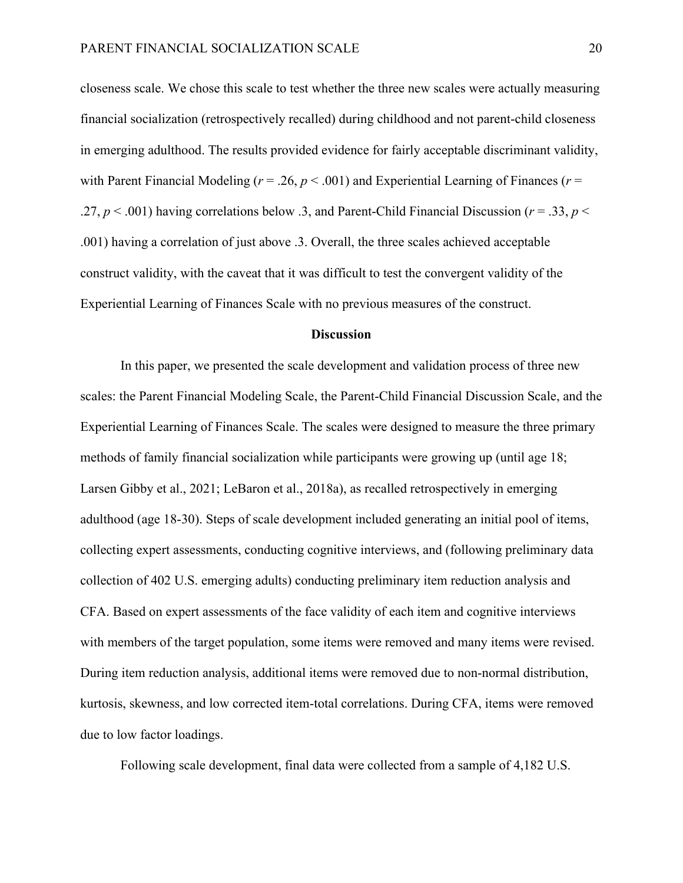closeness scale. We chose this scale to test whether the three new scales were actually measuring financial socialization (retrospectively recalled) during childhood and not parent-child closeness in emerging adulthood. The results provided evidence for fairly acceptable discriminant validity, with Parent Financial Modeling ($r = .26$, $p < .001$) and Experiential Learning of Finances ($r = .27$, $p < .001$) having correlations below .3, and Parent-Child Financial Discussion ($r = .33$, $p < .001$) having a correlation of just above .3. Overall, the three scales achieved acceptable construct validity, with the caveat that it was difficult to test the convergent validity of the Experiential Learning of Finances Scale with no previous measures of the construct.

## Discussion

In this paper, we presented the scale development and validation process of three new scales: the Parent Financial Modeling Scale, the Parent-Child Financial Discussion Scale, and the Experiential Learning of Finances Scale. The scales were designed to measure the three primary methods of family financial socialization while participants were growing up (until age 18; Larsen Gibby et al., 2021; LeBaron et al., 2018a), as recalled retrospectively in emerging adulthood (age 18-30). Steps of scale development included generating an initial pool of items, collecting expert assessments, conducting cognitive interviews, and (following preliminary data collection of 402 U.S. emerging adults) conducting preliminary item reduction analysis and CFA. Based on expert assessments of the face validity of each item and cognitive interviews with members of the target population, some items were removed and many items were revised. During item reduction analysis, additional items were removed due to non-normal distribution, kurtosis, skewness, and low corrected item-total correlations. During CFA, items were removed due to low factor loadings.

Following scale development, final data were collected from a sample of 4,182 U.S.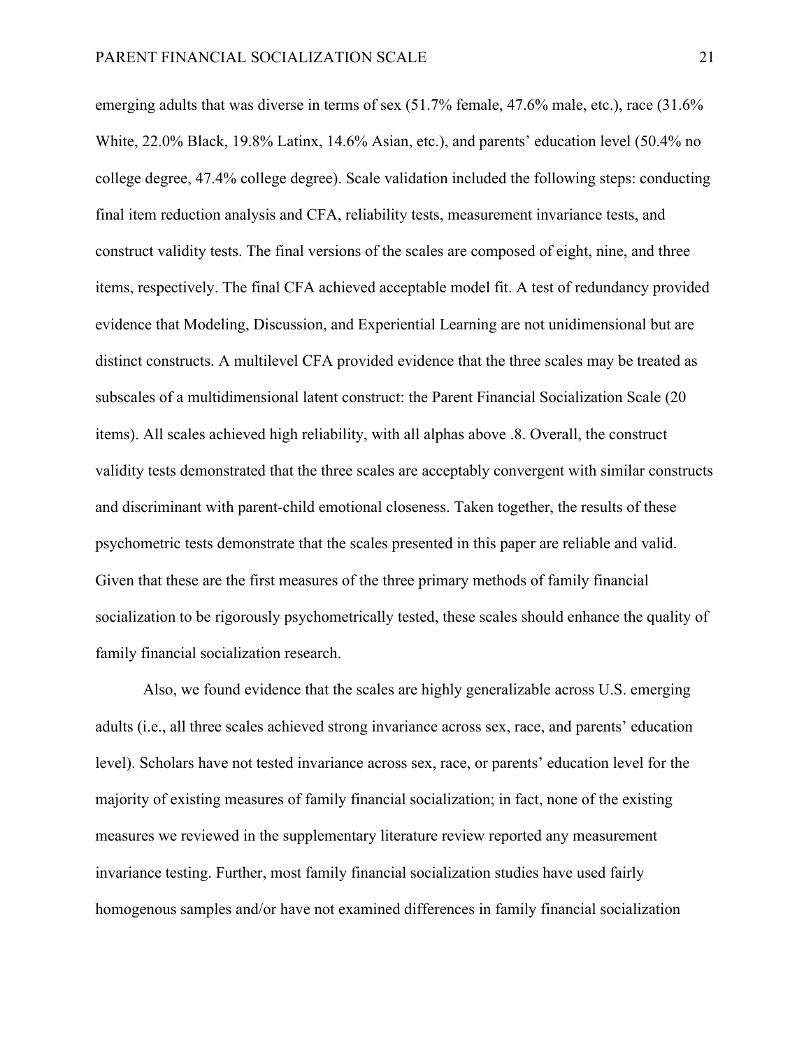emerging adults that was diverse in terms of sex (51.7% female, 47.6% male, etc.), race (31.6% White, 22.0% Black, 19.8% Latinx, 14.6% Asian, etc.), and parents' education level (50.4% no college degree, 47.4% college degree). Scale validation included the following steps: conducting final item reduction analysis and CFA, reliability tests, measurement invariance tests, and construct validity tests. The final versions of the scales are composed of eight, nine, and three items, respectively. The final CFA achieved acceptable model fit. A test of redundancy provided evidence that Modeling, Discussion, and Experiential Learning are not unidimensional but are distinct constructs. A multilevel CFA provided evidence that the three scales may be treated as subscales of a multidimensional latent construct: the Parent Financial Socialization Scale (20 items). All scales achieved high reliability, with all alphas above .8. Overall, the construct validity tests demonstrated that the three scales are acceptably convergent with similar constructs and discriminant with parent-child emotional closeness. Taken together, the results of these psychometric tests demonstrate that the scales presented in this paper are reliable and valid. Given that these are the first measures of the three primary methods of family financial socialization to be rigorously psychometrically tested, these scales should enhance the quality of family financial socialization research.

Also, we found evidence that the scales are highly generalizable across U.S. emerging adults (i.e., all three scales achieved strong invariance across sex, race, and parents' education level). Scholars have not tested invariance across sex, race, or parents' education level for the majority of existing measures of family financial socialization; in fact, none of the existing measures we reviewed in the supplementary literature review reported any measurement invariance testing. Further, most family financial socialization studies have used fairly homogenous samples and/or have not examined differences in family financial socialization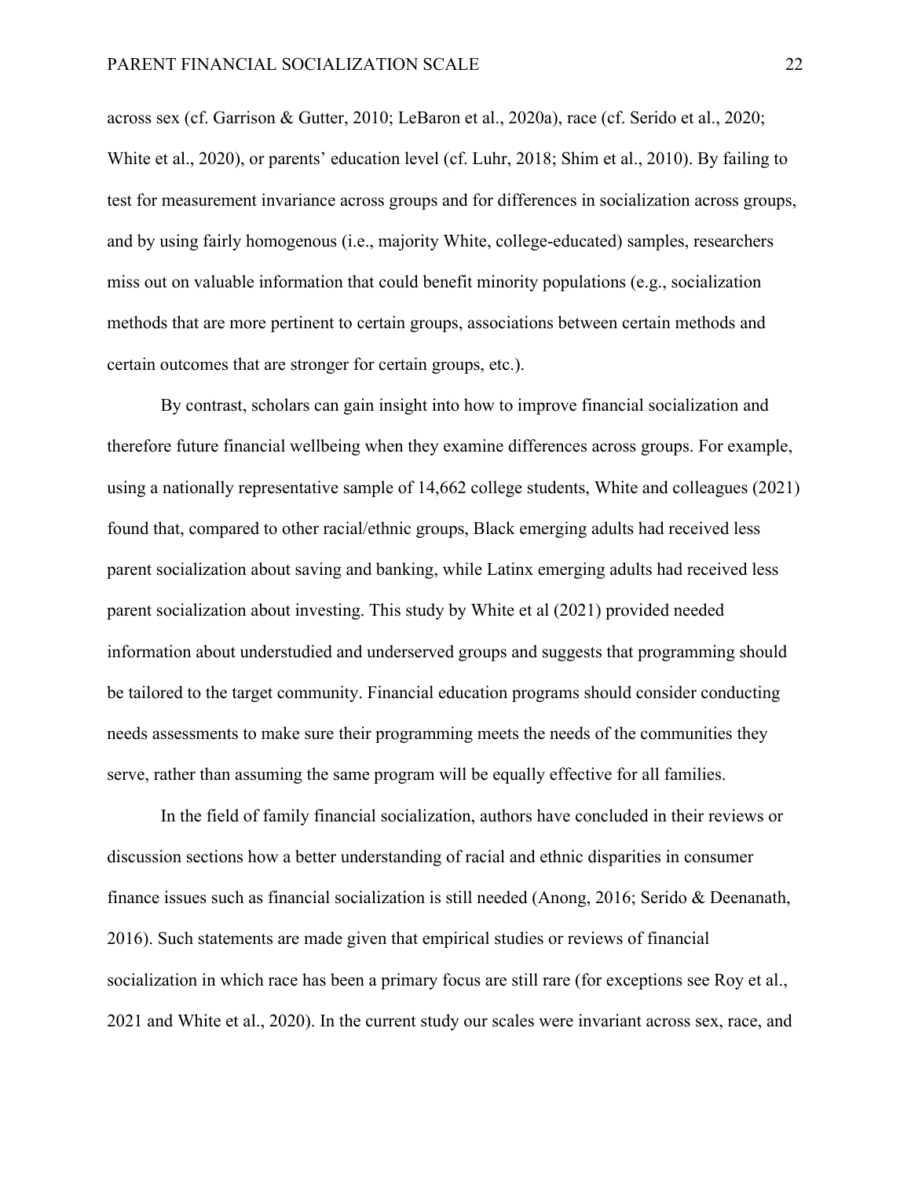across sex (cf. Garrison & Gutter, 2010; LeBaron et al., 2020a), race (cf. Serido et al., 2020; White et al., 2020), or parents' education level (cf. Luhr, 2018; Shim et al., 2010). By failing to test for measurement invariance across groups and for differences in socialization across groups, and by using fairly homogenous (i.e., majority White, college-educated) samples, researchers miss out on valuable information that could benefit minority populations (e.g., socialization methods that are more pertinent to certain groups, associations between certain methods and certain outcomes that are stronger for certain groups, etc.).

By contrast, scholars can gain insight into how to improve financial socialization and therefore future financial wellbeing when they examine differences across groups. For example, using a nationally representative sample of 14,662 college students, White and colleagues (2021) found that, compared to other racial/ethnic groups, Black emerging adults had received less parent socialization about saving and banking, while Latinx emerging adults had received less parent socialization about investing. This study by White et al (2021) provided needed information about understudied and underserved groups and suggests that programming should be tailored to the target community. Financial education programs should consider conducting needs assessments to make sure their programming meets the needs of the communities they serve, rather than assuming the same program will be equally effective for all families.

In the field of family financial socialization, authors have concluded in their reviews or discussion sections how a better understanding of racial and ethnic disparities in consumer finance issues such as financial socialization is still needed (Anong, 2016; Serido & Deenanath, 2016). Such statements are made given that empirical studies or reviews of financial socialization in which race has been a primary focus are still rare (for exceptions see Roy et al., 2021 and White et al., 2020). In the current study our scales were invariant across sex, race, and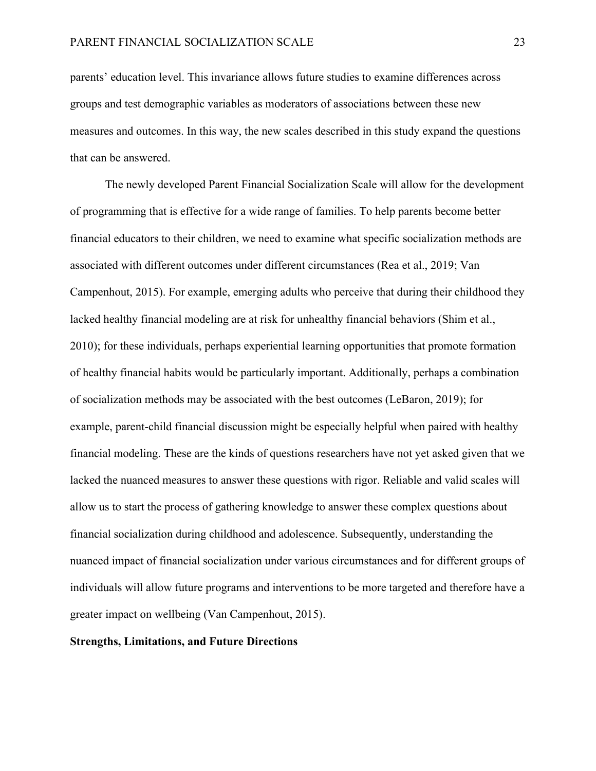parents' education level. This invariance allows future studies to examine differences across groups and test demographic variables as moderators of associations between these new measures and outcomes. In this way, the new scales described in this study expand the questions that can be answered.

The newly developed Parent Financial Socialization Scale will allow for the development of programming that is effective for a wide range of families. To help parents become better financial educators to their children, we need to examine what specific socialization methods are associated with different outcomes under different circumstances (Rea et al., 2019; Van Campenhout, 2015). For example, emerging adults who perceive that during their childhood they lacked healthy financial modeling are at risk for unhealthy financial behaviors (Shim et al., 2010); for these individuals, perhaps experiential learning opportunities that promote formation of healthy financial habits would be particularly important. Additionally, perhaps a combination of socialization methods may be associated with the best outcomes (LeBaron, 2019); for example, parent-child financial discussion might be especially helpful when paired with healthy financial modeling. These are the kinds of questions researchers have not yet asked given that we lacked the nuanced measures to answer these questions with rigor. Reliable and valid scales will allow us to start the process of gathering knowledge to answer these complex questions about financial socialization during childhood and adolescence. Subsequently, understanding the nuanced impact of financial socialization under various circumstances and for different groups of individuals will allow future programs and interventions to be more targeted and therefore have a greater impact on wellbeing (Van Campenhout, 2015).

## Strengths, Limitations, and Future Directions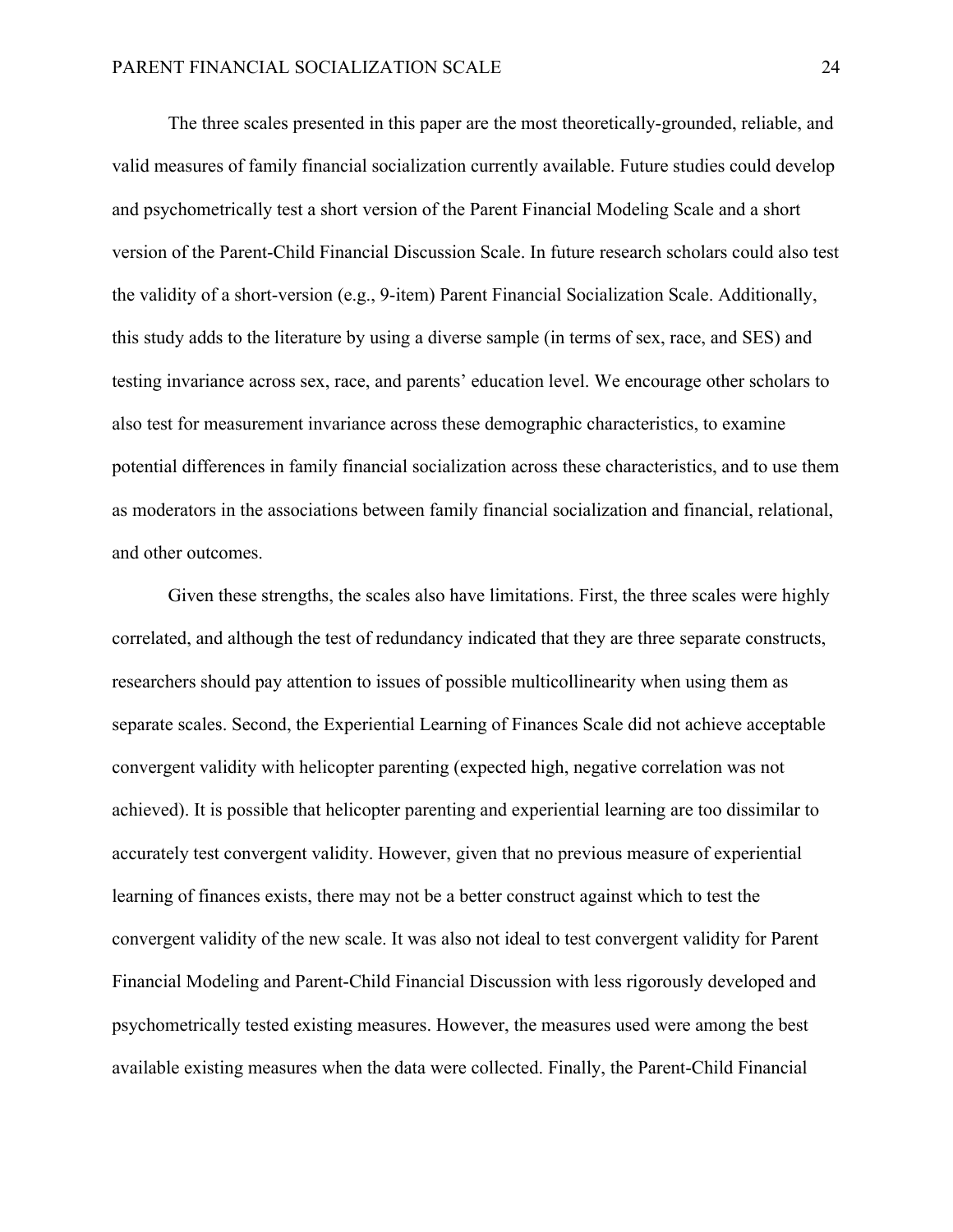The three scales presented in this paper are the most theoretically-grounded, reliable, and valid measures of family financial socialization currently available. Future studies could develop and psychometrically test a short version of the Parent Financial Modeling Scale and a short version of the Parent-Child Financial Discussion Scale. In future research scholars could also test the validity of a short-version (e.g., 9-item) Parent Financial Socialization Scale. Additionally, this study adds to the literature by using a diverse sample (in terms of sex, race, and SES) and testing invariance across sex, race, and parents' education level. We encourage other scholars to also test for measurement invariance across these demographic characteristics, to examine potential differences in family financial socialization across these characteristics, and to use them as moderators in the associations between family financial socialization and financial, relational, and other outcomes.

Given these strengths, the scales also have limitations. First, the three scales were highly correlated, and although the test of redundancy indicated that they are three separate constructs, researchers should pay attention to issues of possible multicollinearity when using them as separate scales. Second, the Experiential Learning of Finances Scale did not achieve acceptable convergent validity with helicopter parenting (expected high, negative correlation was not achieved). It is possible that helicopter parenting and experiential learning are too dissimilar to accurately test convergent validity. However, given that no previous measure of experiential learning of finances exists, there may not be a better construct against which to test the convergent validity of the new scale. It was also not ideal to test convergent validity for Parent Financial Modeling and Parent-Child Financial Discussion with less rigorously developed and psychometrically tested existing measures. However, the measures used were among the best available existing measures when the data were collected. Finally, the Parent-Child Financial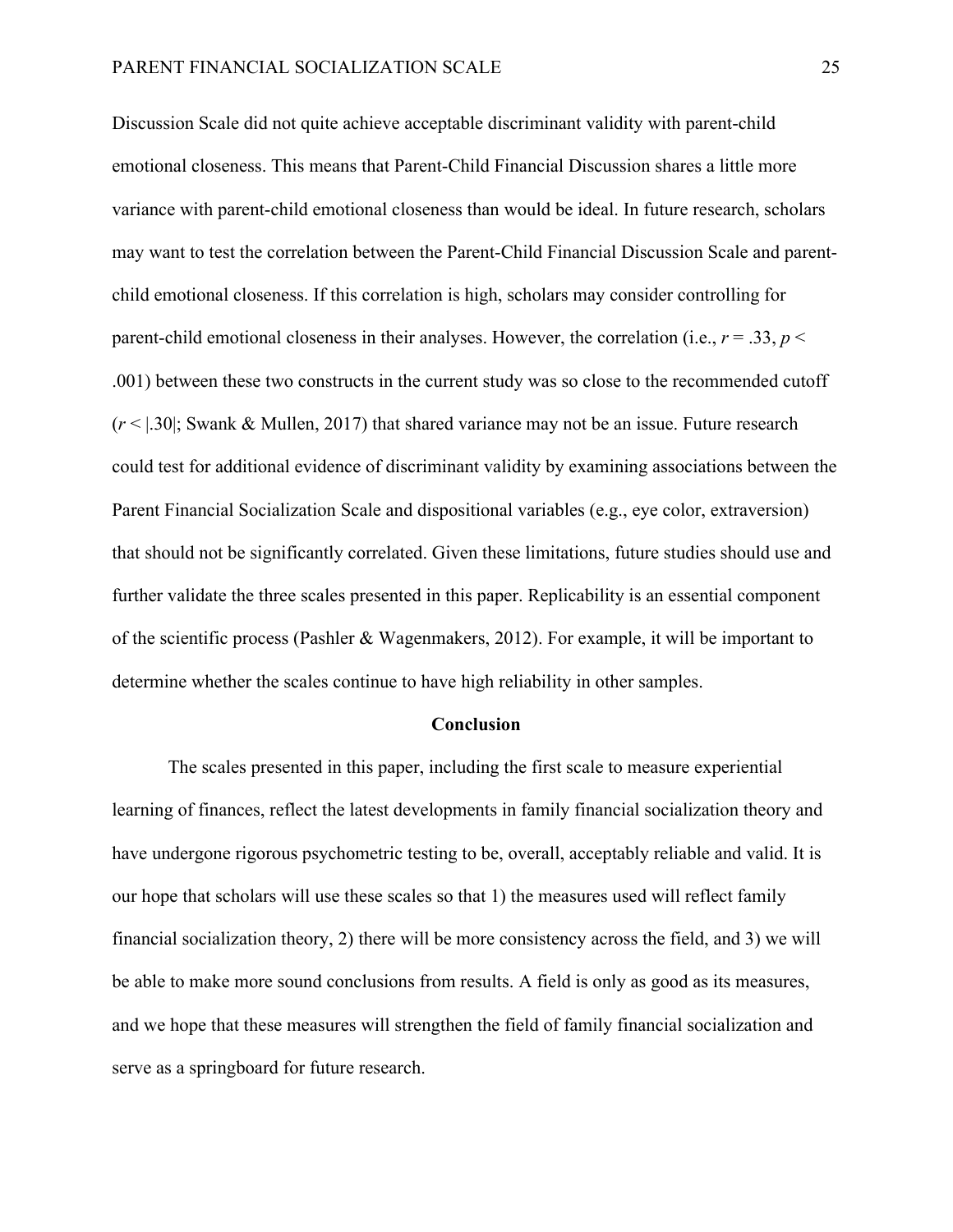Discussion Scale did not quite achieve acceptable discriminant validity with parent-child emotional closeness. This means that Parent-Child Financial Discussion shares a little more variance with parent-child emotional closeness than would be ideal. In future research, scholars may want to test the correlation between the Parent-Child Financial Discussion Scale and parent-child emotional closeness. If this correlation is high, scholars may consider controlling for parent-child emotional closeness in their analyses. However, the correlation (i.e., $r = .33$, $p < .001$) between these two constructs in the current study was so close to the recommended cutoff ($r < |.30|$; Swank & Mullen, 2017) that shared variance may not be an issue. Future research could test for additional evidence of discriminant validity by examining associations between the Parent Financial Socialization Scale and dispositional variables (e.g., eye color, extraversion) that should not be significantly correlated. Given these limitations, future studies should use and further validate the three scales presented in this paper. Replicability is an essential component of the scientific process (Pashler & Wagenmakers, 2012). For example, it will be important to determine whether the scales continue to have high reliability in other samples.

## Conclusion

The scales presented in this paper, including the first scale to measure experiential learning of finances, reflect the latest developments in family financial socialization theory and have undergone rigorous psychometric testing to be, overall, acceptably reliable and valid. It is our hope that scholars will use these scales so that 1) the measures used will reflect family financial socialization theory, 2) there will be more consistency across the field, and 3) we will be able to make more sound conclusions from results. A field is only as good as its measures, and we hope that these measures will strengthen the field of family financial socialization and serve as a springboard for future research.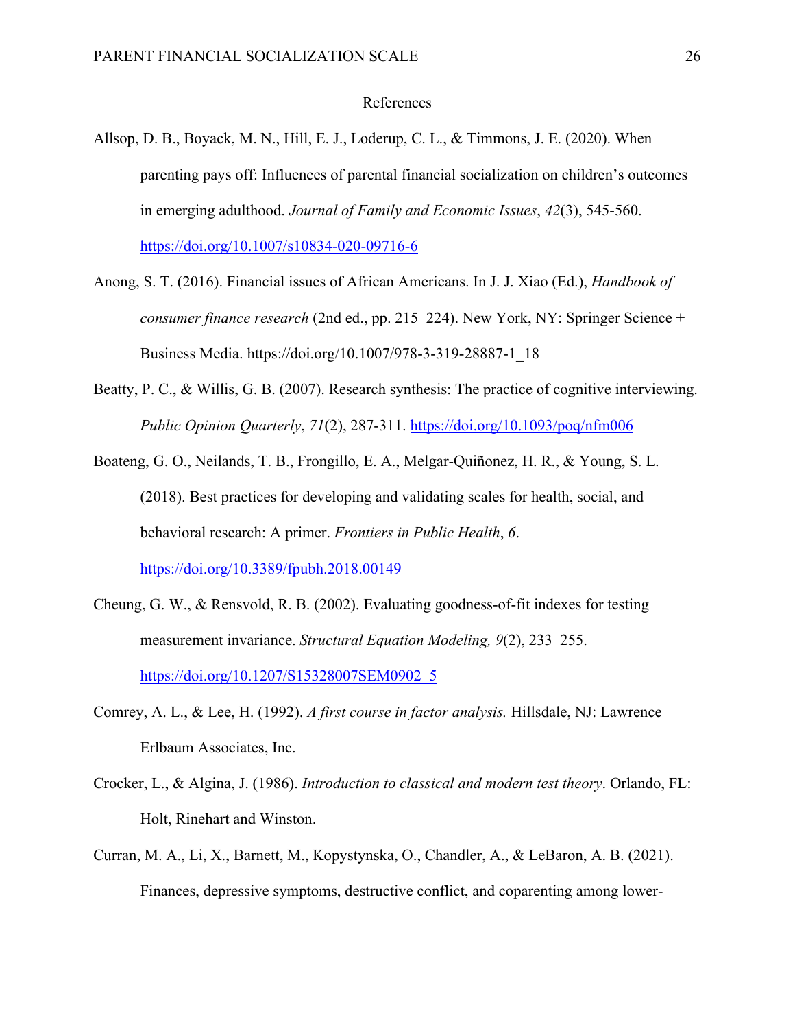# References

Allsop, D. B., Boyack, M. N., Hill, E. J., Loderup, C. L., & Timmons, J. E. (2020). When parenting pays off: Influences of parental financial socialization on children's outcomes in emerging adulthood. *Journal of Family and Economic Issues*, *42*(3), 545-560. https://doi.org/10.1007/s10834-020-09716-6

Anong, S. T. (2016). Financial issues of African Americans. In J. J. Xiao (Ed.), *Handbook of consumer finance research* (2nd ed., pp. 215–224). New York, NY: Springer Science + Business Media. https://doi.org/10.1007/978-3-319-28887-1_18

Beatty, P. C., & Willis, G. B. (2007). Research synthesis: The practice of cognitive interviewing. *Public Opinion Quarterly*, *71*(2), 287-311. https://doi.org/10.1093/poq/nfm006

Boateng, G. O., Neilands, T. B., Frongillo, E. A., Melgar-Quiñonez, H. R., & Young, S. L. (2018). Best practices for developing and validating scales for health, social, and behavioral research: A primer. *Frontiers in Public Health*, *6*. https://doi.org/10.3389/fpubh.2018.00149

Cheung, G. W., & Rensvold, R. B. (2002). Evaluating goodness-of-fit indexes for testing measurement invariance. *Structural Equation Modeling, 9*(2), 233–255. https://doi.org/10.1207/S15328007SEM0902_5

Comrey, A. L., & Lee, H. (1992). *A first course in factor analysis.* Hillsdale, NJ: Lawrence Erlbaum Associates, Inc.

Crocker, L., & Algina, J. (1986). *Introduction to classical and modern test theory*. Orlando, FL: Holt, Rinehart and Winston.

Curran, M. A., Li, X., Barnett, M., Kopystynska, O., Chandler, A., & LeBaron, A. B. (2021). Finances, depressive symptoms, destructive conflict, and coparenting among lower-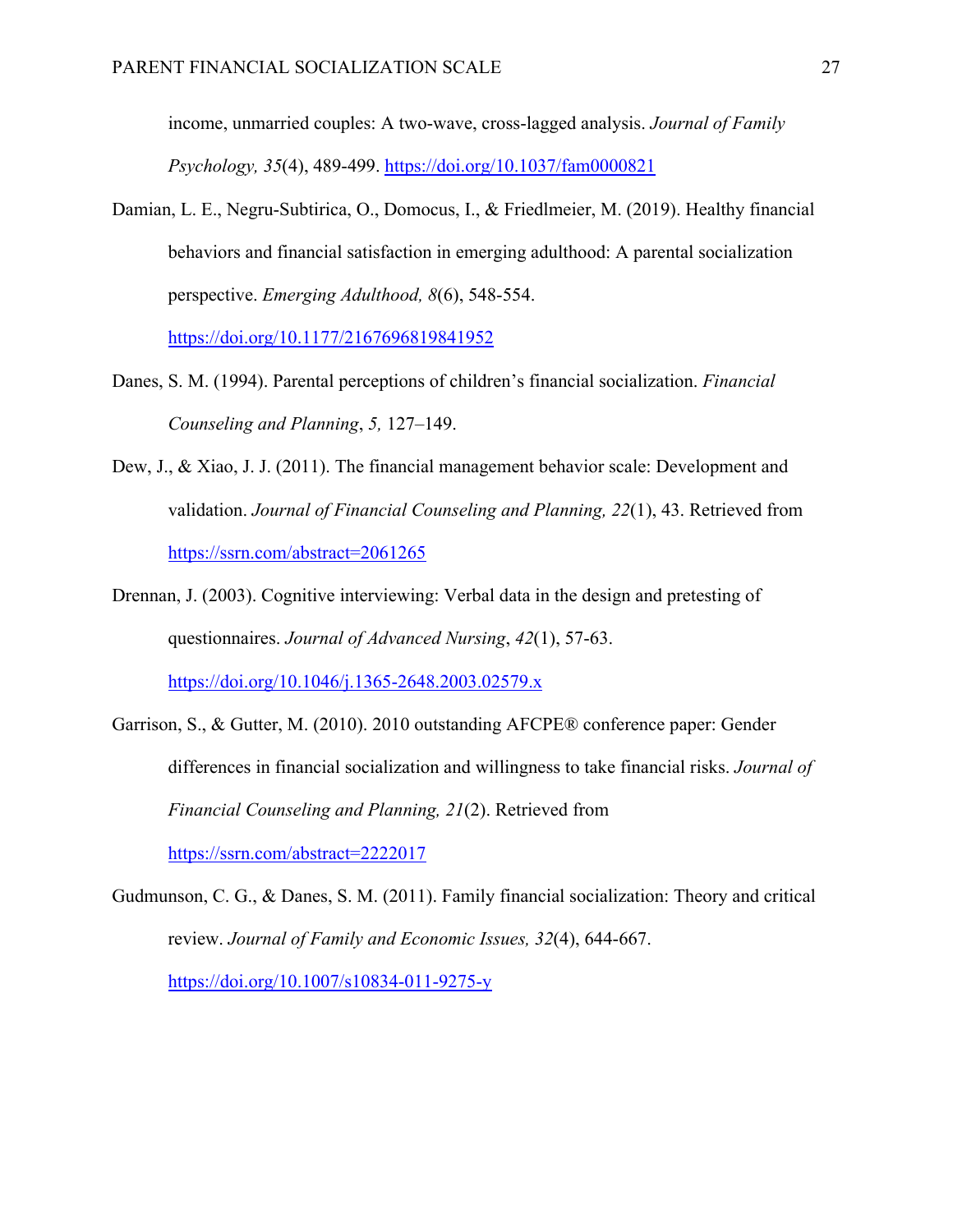income, unmarried couples: A two-wave, cross-lagged analysis. *Journal of Family Psychology, 35*(4), 489-499. https://doi.org/10.1037/fam0000821

Damian, L. E., Negru-Subtirica, O., Domocus, I., & Friedlmeier, M. (2019). Healthy financial behaviors and financial satisfaction in emerging adulthood: A parental socialization perspective. *Emerging Adulthood, 8*(6), 548-554. https://doi.org/10.1177/2167696819841952

Danes, S. M. (1994). Parental perceptions of children's financial socialization. *Financial Counseling and Planning*, *5,* 127–149.

Dew, J., & Xiao, J. J. (2011). The financial management behavior scale: Development and validation. *Journal of Financial Counseling and Planning, 22*(1), 43. Retrieved from https://ssrn.com/abstract=2061265

Drennan, J. (2003). Cognitive interviewing: Verbal data in the design and pretesting of questionnaires. *Journal of Advanced Nursing*, *42*(1), 57-63. https://doi.org/10.1046/j.1365-2648.2003.02579.x

Garrison, S., & Gutter, M. (2010). 2010 outstanding AFCPE® conference paper: Gender differences in financial socialization and willingness to take financial risks. *Journal of Financial Counseling and Planning, 21*(2). Retrieved from https://ssrn.com/abstract=2222017

Gudmunson, C. G., & Danes, S. M. (2011). Family financial socialization: Theory and critical review. *Journal of Family and Economic Issues, 32*(4), 644-667. https://doi.org/10.1007/s10834-011-9275-y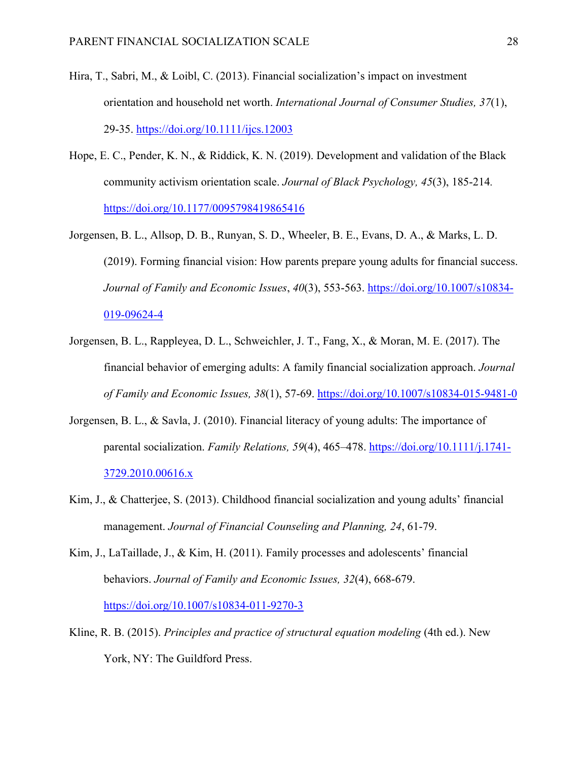Hira, T., Sabri, M., & Loibl, C. (2013). Financial socialization's impact on investment orientation and household net worth. *International Journal of Consumer Studies, 37*(1), 29-35. https://doi.org/10.1111/ijcs.12003

Hope, E. C., Pender, K. N., & Riddick, K. N. (2019). Development and validation of the Black community activism orientation scale. *Journal of Black Psychology, 45*(3), 185-214. https://doi.org/10.1177/0095798419865416

Jorgensen, B. L., Allsop, D. B., Runyan, S. D., Wheeler, B. E., Evans, D. A., & Marks, L. D. (2019). Forming financial vision: How parents prepare young adults for financial success. *Journal of Family and Economic Issues*, *40*(3), 553-563. https://doi.org/10.1007/s10834-019-09624-4

Jorgensen, B. L., Rappleyea, D. L., Schweichler, J. T., Fang, X., & Moran, M. E. (2017). The financial behavior of emerging adults: A family financial socialization approach. *Journal of Family and Economic Issues, 38*(1), 57-69. https://doi.org/10.1007/s10834-015-9481-0

Jorgensen, B. L., & Savla, J. (2010). Financial literacy of young adults: The importance of parental socialization. *Family Relations, 59*(4), 465–478. https://doi.org/10.1111/j.1741-3729.2010.00616.x

Kim, J., & Chatterjee, S. (2013). Childhood financial socialization and young adults' financial management. *Journal of Financial Counseling and Planning, 24*, 61-79.

Kim, J., LaTaillade, J., & Kim, H. (2011). Family processes and adolescents' financial behaviors. *Journal of Family and Economic Issues, 32*(4), 668-679. https://doi.org/10.1007/s10834-011-9270-3

Kline, R. B. (2015). *Principles and practice of structural equation modeling* (4th ed.). New York, NY: The Guildford Press.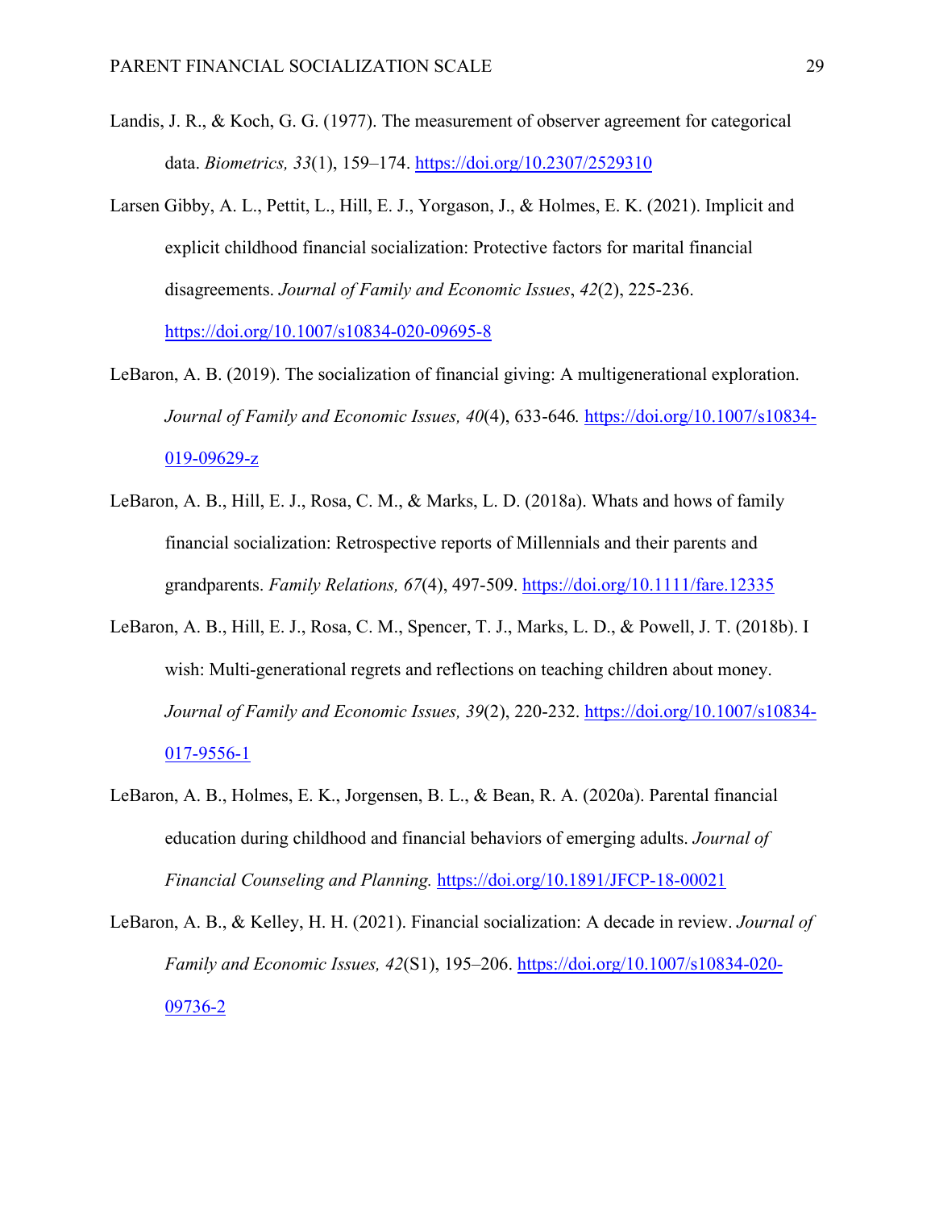Landis, J. R., & Koch, G. G. (1977). The measurement of observer agreement for categorical data. *Biometrics, 33*(1), 159–174. https://doi.org/10.2307/2529310

Larsen Gibby, A. L., Pettit, L., Hill, E. J., Yorgason, J., & Holmes, E. K. (2021). Implicit and explicit childhood financial socialization: Protective factors for marital financial disagreements. *Journal of Family and Economic Issues*, *42*(2), 225-236. https://doi.org/10.1007/s10834-020-09695-8

LeBaron, A. B. (2019). The socialization of financial giving: A multigenerational exploration. *Journal of Family and Economic Issues, 40*(4), 633-646*.* https://doi.org/10.1007/s10834-019-09629-z

LeBaron, A. B., Hill, E. J., Rosa, C. M., & Marks, L. D. (2018a). Whats and hows of family financial socialization: Retrospective reports of Millennials and their parents and grandparents. *Family Relations, 67*(4), 497-509. https://doi.org/10.1111/fare.12335

LeBaron, A. B., Hill, E. J., Rosa, C. M., Spencer, T. J., Marks, L. D., & Powell, J. T. (2018b). I wish: Multi-generational regrets and reflections on teaching children about money. *Journal of Family and Economic Issues, 39*(2), 220-232. https://doi.org/10.1007/s10834-017-9556-1

LeBaron, A. B., Holmes, E. K., Jorgensen, B. L., & Bean, R. A. (2020a). Parental financial education during childhood and financial behaviors of emerging adults. *Journal of Financial Counseling and Planning.* https://doi.org/10.1891/JFCP-18-00021

LeBaron, A. B., & Kelley, H. H. (2021). Financial socialization: A decade in review. *Journal of Family and Economic Issues, 42*(S1), 195–206. https://doi.org/10.1007/s10834-020-09736-2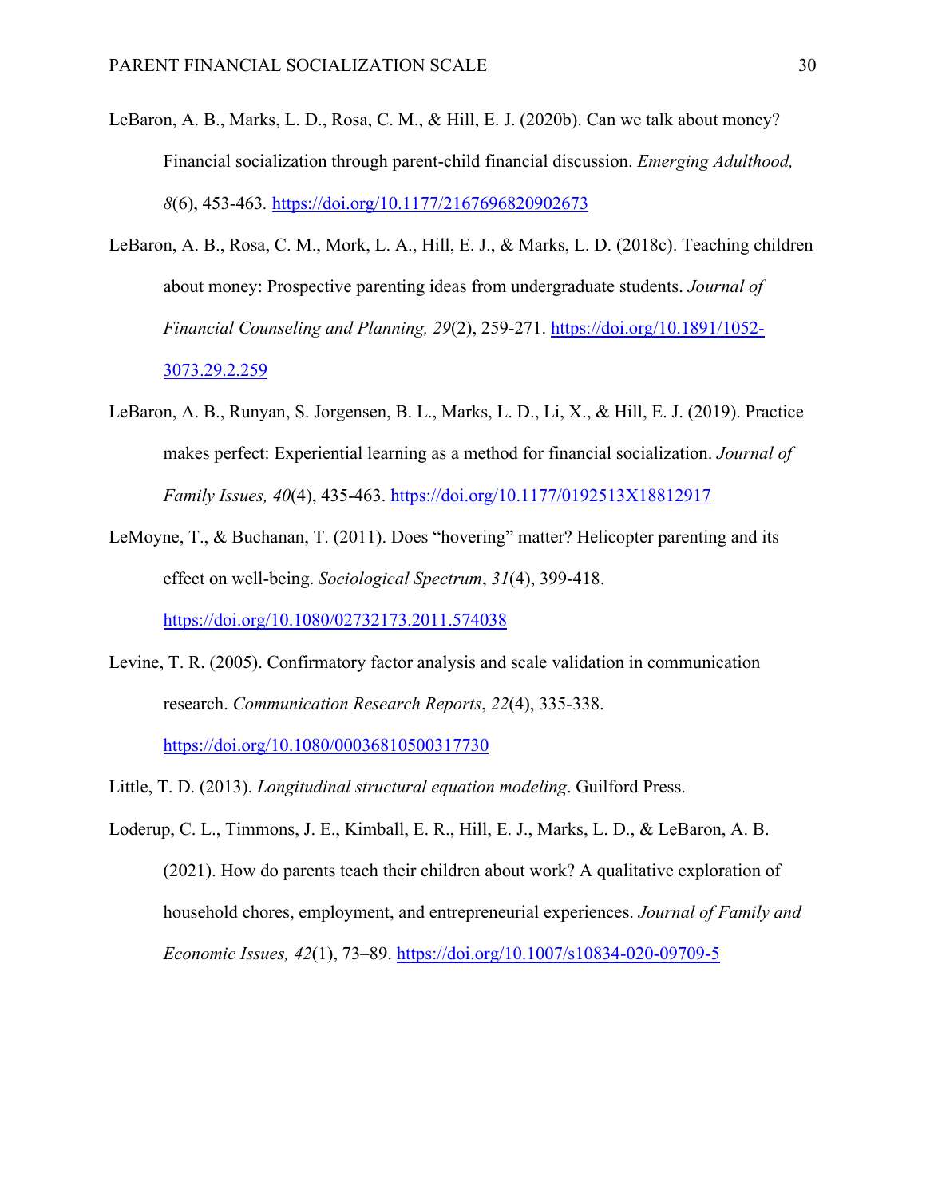LeBaron, A. B., Marks, L. D., Rosa, C. M., & Hill, E. J. (2020b). Can we talk about money? Financial socialization through parent-child financial discussion. *Emerging Adulthood, 8*(6), 453-463. https://doi.org/10.1177/2167696820902673

LeBaron, A. B., Rosa, C. M., Mork, L. A., Hill, E. J., & Marks, L. D. (2018c). Teaching children about money: Prospective parenting ideas from undergraduate students. *Journal of Financial Counseling and Planning, 29*(2), 259-271. https://doi.org/10.1891/1052-3073.29.2.259

LeBaron, A. B., Runyan, S. Jorgensen, B. L., Marks, L. D., Li, X., & Hill, E. J. (2019). Practice makes perfect: Experiential learning as a method for financial socialization. *Journal of Family Issues, 40*(4), 435-463. https://doi.org/10.1177/0192513X18812917

LeMoyne, T., & Buchanan, T. (2011). Does "hovering" matter? Helicopter parenting and its effect on well-being. *Sociological Spectrum*, *31*(4), 399-418. https://doi.org/10.1080/02732173.2011.574038

Levine, T. R. (2005). Confirmatory factor analysis and scale validation in communication research. *Communication Research Reports*, *22*(4), 335-338. https://doi.org/10.1080/00036810500317730

Little, T. D. (2013). *Longitudinal structural equation modeling*. Guilford Press.

Loderup, C. L., Timmons, J. E., Kimball, E. R., Hill, E. J., Marks, L. D., & LeBaron, A. B. (2021). How do parents teach their children about work? A qualitative exploration of household chores, employment, and entrepreneurial experiences. *Journal of Family and Economic Issues, 42*(1), 73–89. https://doi.org/10.1007/s10834-020-09709-5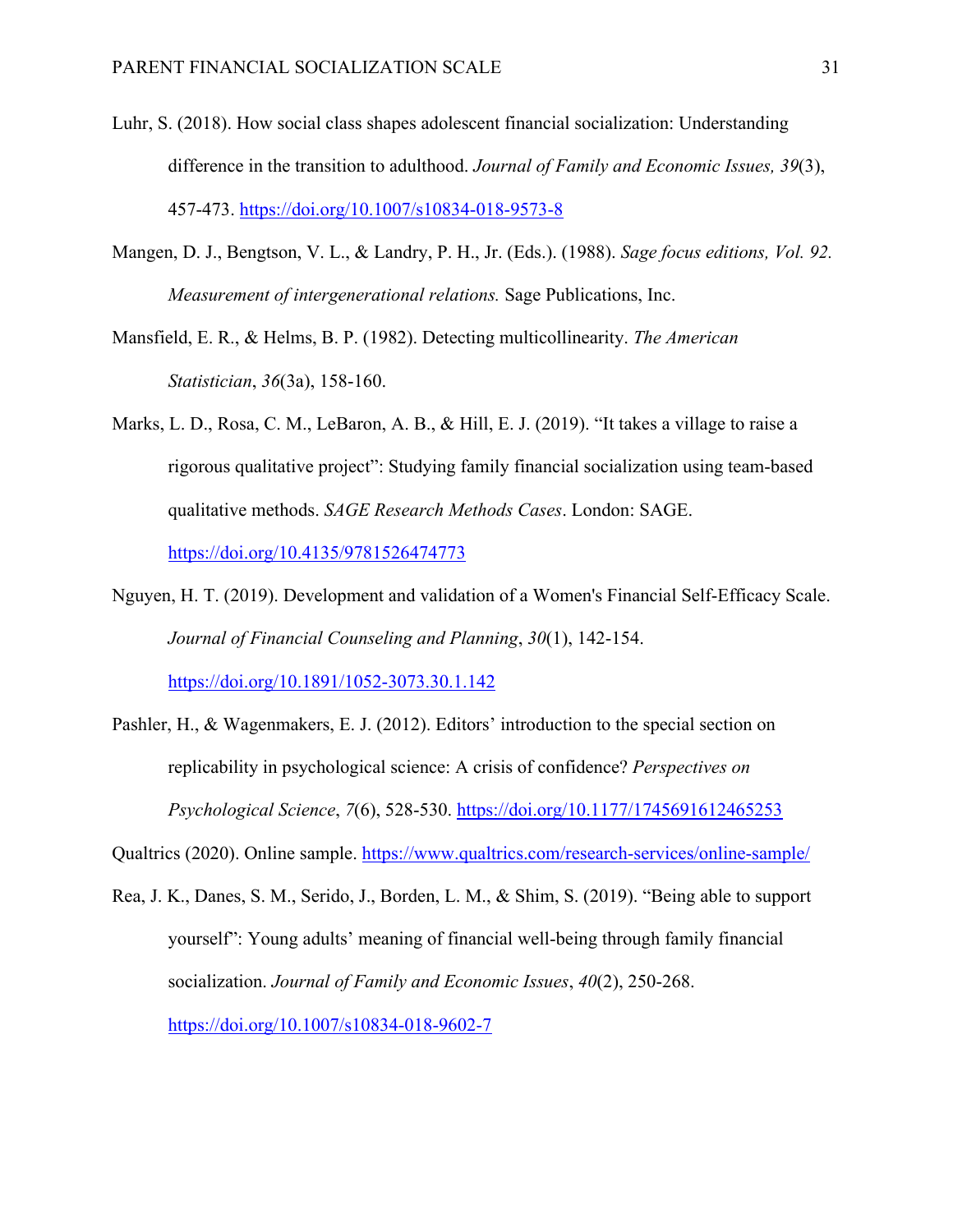Luhr, S. (2018). How social class shapes adolescent financial socialization: Understanding difference in the transition to adulthood. *Journal of Family and Economic Issues, 39*(3), 457-473. https://doi.org/10.1007/s10834-018-9573-8

Mangen, D. J., Bengtson, V. L., & Landry, P. H., Jr. (Eds.). (1988). *Sage focus editions, Vol. 92. Measurement of intergenerational relations.* Sage Publications, Inc.

Mansfield, E. R., & Helms, B. P. (1982). Detecting multicollinearity. *The American Statistician*, *36*(3a), 158-160.

Marks, L. D., Rosa, C. M., LeBaron, A. B., & Hill, E. J. (2019). "It takes a village to raise a rigorous qualitative project": Studying family financial socialization using team-based qualitative methods. *SAGE Research Methods Cases*. London: SAGE. https://doi.org/10.4135/9781526474773

Nguyen, H. T. (2019). Development and validation of a Women's Financial Self-Efficacy Scale. *Journal of Financial Counseling and Planning*, *30*(1), 142-154. https://doi.org/10.1891/1052-3073.30.1.142

Pashler, H., & Wagenmakers, E. J. (2012). Editors' introduction to the special section on replicability in psychological science: A crisis of confidence? *Perspectives on Psychological Science*, *7*(6), 528-530. https://doi.org/10.1177/1745691612465253

Qualtrics (2020). Online sample. https://www.qualtrics.com/research-services/online-sample/

Rea, J. K., Danes, S. M., Serido, J., Borden, L. M., & Shim, S. (2019). "Being able to support yourself": Young adults' meaning of financial well-being through family financial socialization. *Journal of Family and Economic Issues*, *40*(2), 250-268. https://doi.org/10.1007/s10834-018-9602-7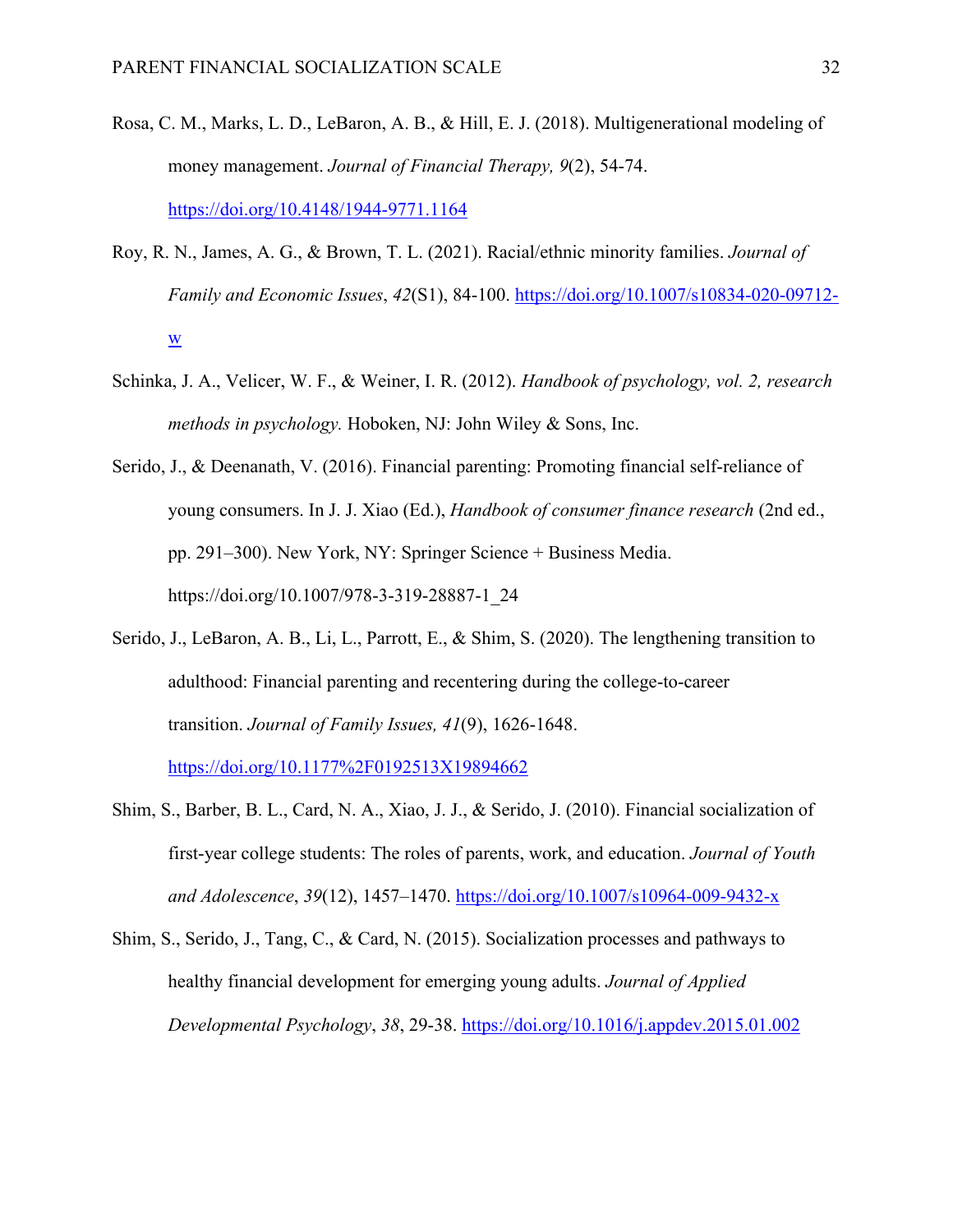Rosa, C. M., Marks, L. D., LeBaron, A. B., & Hill, E. J. (2018). Multigenerational modeling of money management. *Journal of Financial Therapy, 9*(2), 54-74. https://doi.org/10.4148/1944-9771.1164

Roy, R. N., James, A. G., & Brown, T. L. (2021). Racial/ethnic minority families. *Journal of Family and Economic Issues*, *42*(S1), 84-100. https://doi.org/10.1007/s10834-020-09712-w

Schinka, J. A., Velicer, W. F., & Weiner, I. R. (2012). *Handbook of psychology, vol. 2, research methods in psychology.* Hoboken, NJ: John Wiley & Sons, Inc.

Serido, J., & Deenanath, V. (2016). Financial parenting: Promoting financial self-reliance of young consumers. In J. J. Xiao (Ed.), *Handbook of consumer finance research* (2nd ed., pp. 291–300). New York, NY: Springer Science + Business Media. https://doi.org/10.1007/978-3-319-28887-1_24

Serido, J., LeBaron, A. B., Li, L., Parrott, E., & Shim, S. (2020). The lengthening transition to adulthood: Financial parenting and recentering during the college-to-career transition. *Journal of Family Issues, 41*(9), 1626-1648. https://doi.org/10.1177%2F0192513X19894662

Shim, S., Barber, B. L., Card, N. A., Xiao, J. J., & Serido, J. (2010). Financial socialization of first-year college students: The roles of parents, work, and education. *Journal of Youth and Adolescence*, *39*(12), 1457–1470. https://doi.org/10.1007/s10964-009-9432-x

Shim, S., Serido, J., Tang, C., & Card, N. (2015). Socialization processes and pathways to healthy financial development for emerging young adults. *Journal of Applied Developmental Psychology*, *38*, 29-38. https://doi.org/10.1016/j.appdev.2015.01.002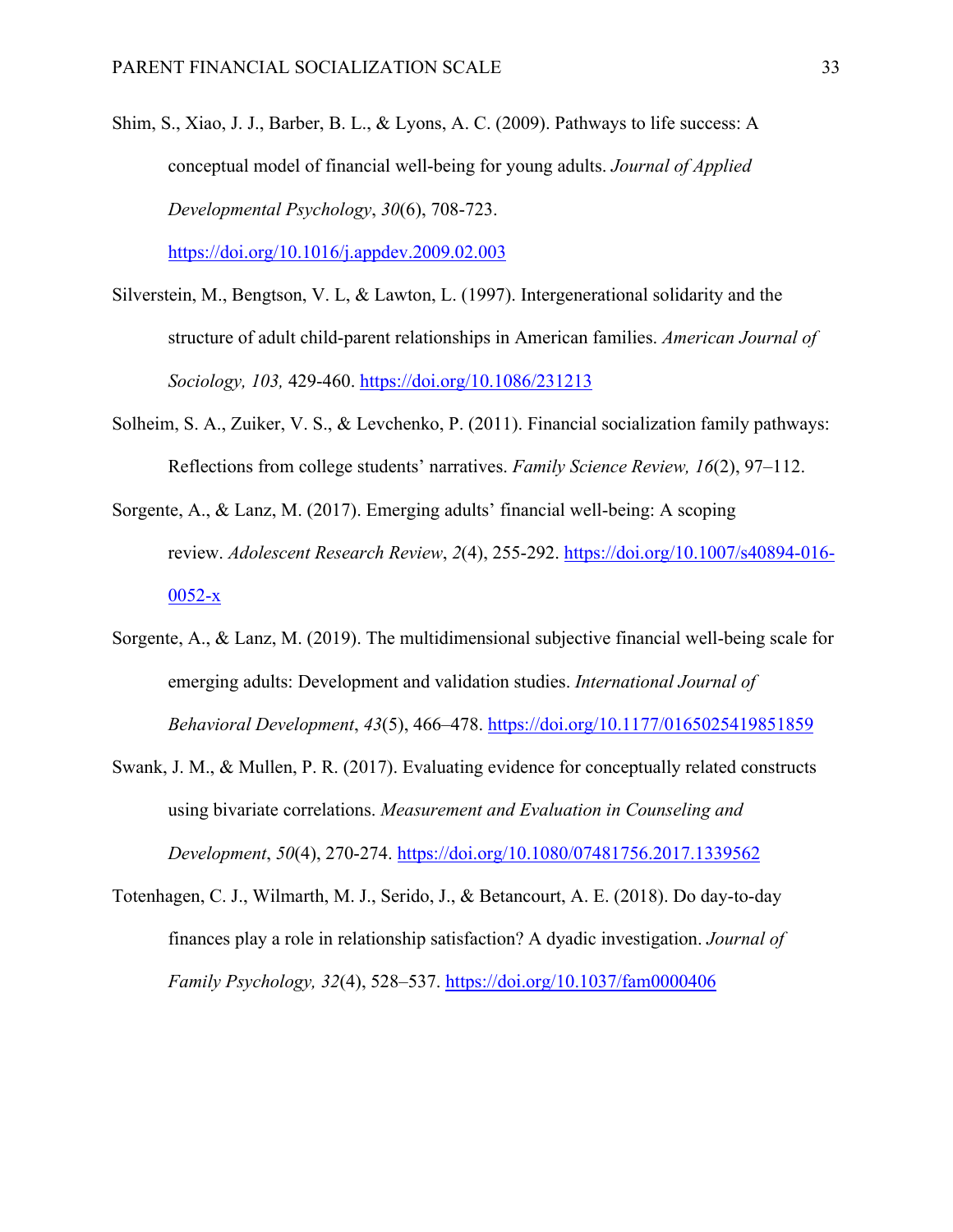Shim, S., Xiao, J. J., Barber, B. L., & Lyons, A. C. (2009). Pathways to life success: A conceptual model of financial well-being for young adults. *Journal of Applied Developmental Psychology*, *30*(6), 708-723. https://doi.org/10.1016/j.appdev.2009.02.003

Silverstein, M., Bengtson, V. L, & Lawton, L. (1997). Intergenerational solidarity and the structure of adult child-parent relationships in American families. *American Journal of Sociology, 103,* 429-460. https://doi.org/10.1086/231213

Solheim, S. A., Zuiker, V. S., & Levchenko, P. (2011). Financial socialization family pathways: Reflections from college students' narratives. *Family Science Review, 16*(2), 97–112.

Sorgente, A., & Lanz, M. (2017). Emerging adults' financial well-being: A scoping review. *Adolescent Research Review*, *2*(4), 255-292. https://doi.org/10.1007/s40894-016-0052-x

Sorgente, A., & Lanz, M. (2019). The multidimensional subjective financial well-being scale for emerging adults: Development and validation studies. *International Journal of Behavioral Development*, *43*(5), 466–478. https://doi.org/10.1177/0165025419851859

Swank, J. M., & Mullen, P. R. (2017). Evaluating evidence for conceptually related constructs using bivariate correlations. *Measurement and Evaluation in Counseling and Development*, *50*(4), 270-274. https://doi.org/10.1080/07481756.2017.1339562

Totenhagen, C. J., Wilmarth, M. J., Serido, J., & Betancourt, A. E. (2018). Do day-to-day finances play a role in relationship satisfaction? A dyadic investigation. *Journal of Family Psychology, 32*(4), 528–537. https://doi.org/10.1037/fam0000406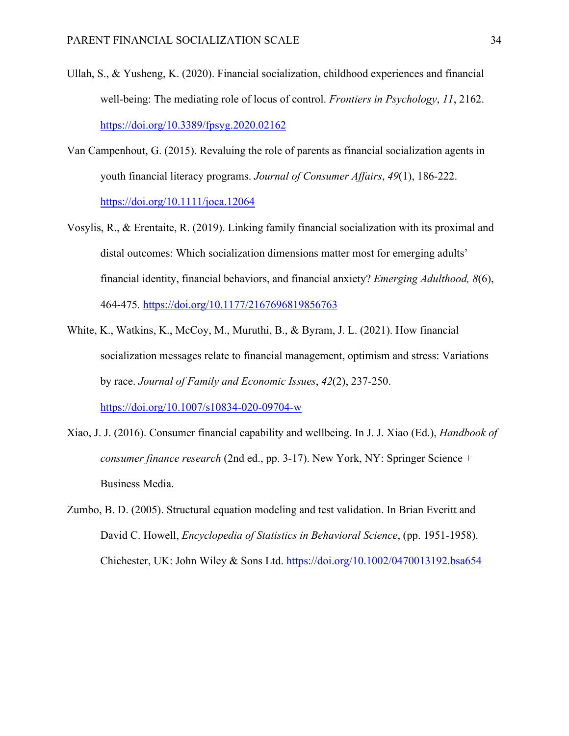Ullah, S., & Yusheng, K. (2020). Financial socialization, childhood experiences and financial well-being: The mediating role of locus of control. *Frontiers in Psychology*, *11*, 2162. https://doi.org/10.3389/fpsyg.2020.02162

Van Campenhout, G. (2015). Revaluing the role of parents as financial socialization agents in youth financial literacy programs. *Journal of Consumer Affairs*, *49*(1), 186-222. https://doi.org/10.1111/joca.12064

Vosylis, R., & Erentaite, R. (2019). Linking family financial socialization with its proximal and distal outcomes: Which socialization dimensions matter most for emerging adults' financial identity, financial behaviors, and financial anxiety? *Emerging Adulthood, 8*(6), 464-475*.* https://doi.org/10.1177/2167696819856763

White, K., Watkins, K., McCoy, M., Muruthi, B., & Byram, J. L. (2021). How financial socialization messages relate to financial management, optimism and stress: Variations by race. *Journal of Family and Economic Issues*, *42*(2), 237-250. https://doi.org/10.1007/s10834-020-09704-w

Xiao, J. J. (2016). Consumer financial capability and wellbeing. In J. J. Xiao (Ed.), *Handbook of consumer finance research* (2nd ed., pp. 3-17). New York, NY: Springer Science + Business Media.

Zumbo, B. D. (2005). Structural equation modeling and test validation. In Brian Everitt and David C. Howell, *Encyclopedia of Statistics in Behavioral Science*, (pp. 1951-1958). Chichester, UK: John Wiley & Sons Ltd. https://doi.org/10.1002/0470013192.bsa654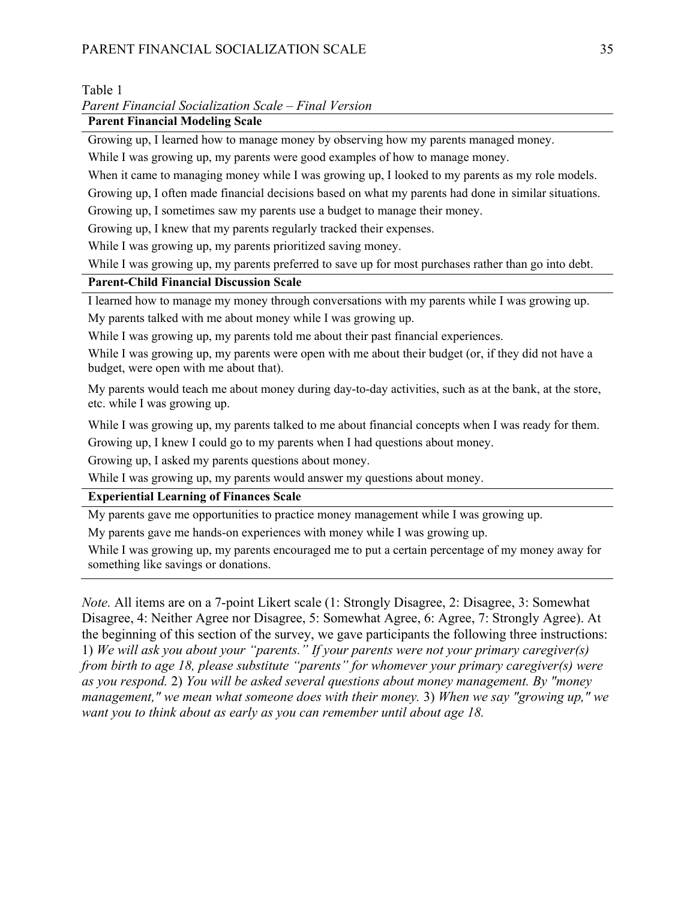Table 1

*Parent Financial Socialization Scale – Final Version*

| **Parent Financial Modeling Scale** |
|---|
| Growing up, I learned how to manage money by observing how my parents managed money. |
| While I was growing up, my parents were good examples of how to manage money. |
| When it came to managing money while I was growing up, I looked to my parents as my role models. |
| Growing up, I often made financial decisions based on what my parents had done in similar situations. |
| Growing up, I sometimes saw my parents use a budget to manage their money. |
| Growing up, I knew that my parents regularly tracked their expenses. |
| While I was growing up, my parents prioritized saving money. |
| While I was growing up, my parents preferred to save up for most purchases rather than go into debt. |
| **Parent-Child Financial Discussion Scale** |
| I learned how to manage my money through conversations with my parents while I was growing up. |
| My parents talked with me about money while I was growing up. |
| While I was growing up, my parents told me about their past financial experiences. |
| While I was growing up, my parents were open with me about their budget (or, if they did not have a budget, were open with me about that). |
| My parents would teach me about money during day-to-day activities, such as at the bank, at the store, etc. while I was growing up. |
| While I was growing up, my parents talked to me about financial concepts when I was ready for them. |
| Growing up, I knew I could go to my parents when I had questions about money. |
| Growing up, I asked my parents questions about money. |
| While I was growing up, my parents would answer my questions about money. |
| **Experiential Learning of Finances Scale** |
| My parents gave me opportunities to practice money management while I was growing up. |
| My parents gave me hands-on experiences with money while I was growing up. |
| While I was growing up, my parents encouraged me to put a certain percentage of my money away for something like savings or donations. |

*Note.* All items are on a 7-point Likert scale (1: Strongly Disagree, 2: Disagree, 3: Somewhat Disagree, 4: Neither Agree nor Disagree, 5: Somewhat Agree, 6: Agree, 7: Strongly Agree). At the beginning of this section of the survey, we gave participants the following three instructions: 1) *We will ask you about your "parents." If your parents were not your primary caregiver(s) from birth to age 18, please substitute "parents" for whomever your primary caregiver(s) were as you respond.* 2) *You will be asked several questions about money management. By "money management," we mean what someone does with their money.* 3) *When we say "growing up," we want you to think about as early as you can remember until about age 18.*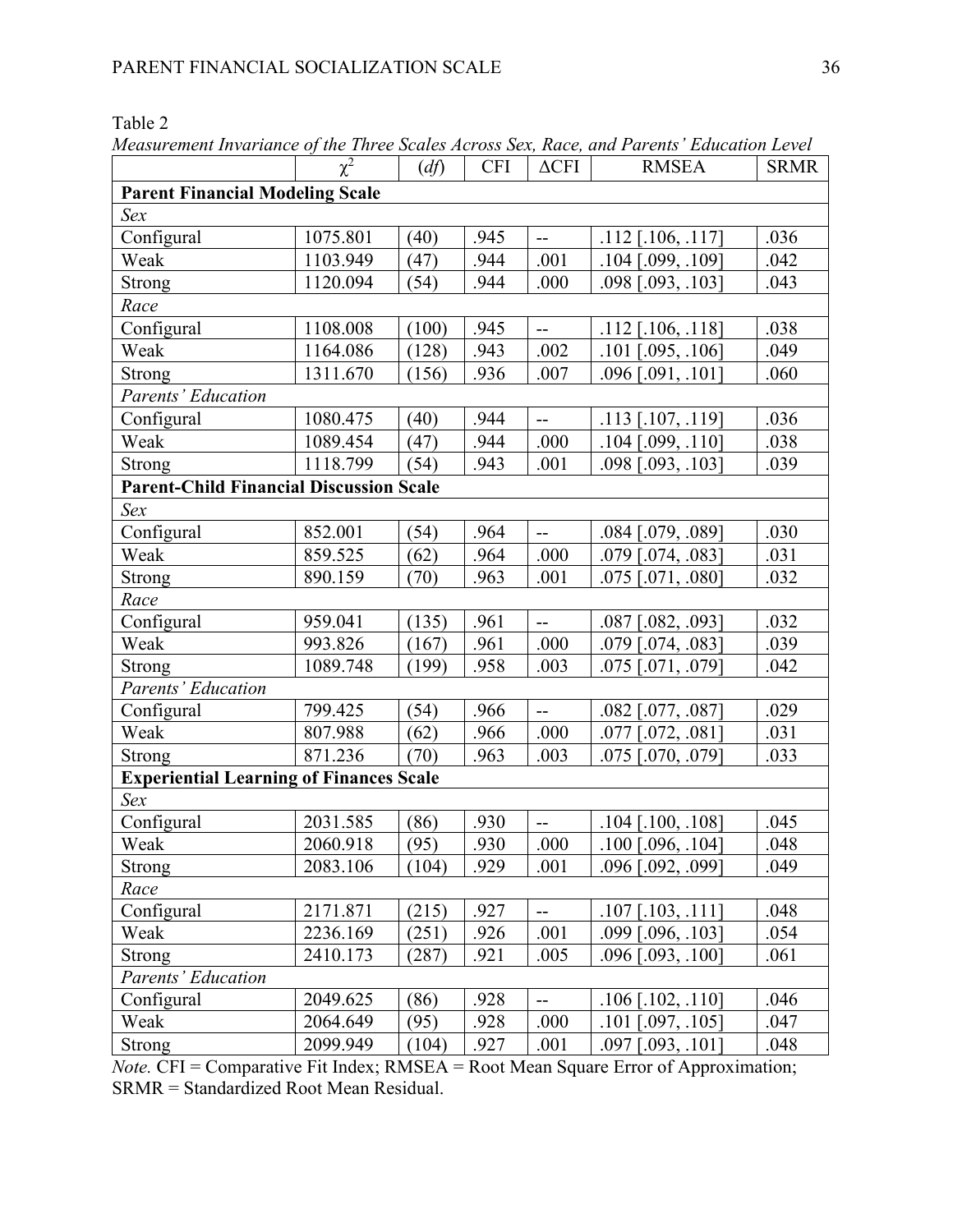Table 2

*Measurement Invariance of the Three Scales Across Sex, Race, and Parents' Education Level*

| | $\chi^2$ | (*df*) | CFI | ΔCFI | RMSEA | SRMR |
|---|---|---|---|---|---|---|
| **Parent Financial Modeling Scale** | | | | | | |
| *Sex* | | | | | | |
| Configural | 1075.801 | (40) | .945 | -- | .112 [.106, .117] | .036 |
| Weak | 1103.949 | (47) | .944 | .001 | .104 [.099, .109] | .042 |
| Strong | 1120.094 | (54) | .944 | .000 | .098 [.093, .103] | .043 |
| *Race* | | | | | | |
| Configural | 1108.008 | (100) | .945 | -- | .112 [.106, .118] | .038 |
| Weak | 1164.086 | (128) | .943 | .002 | .101 [.095, .106] | .049 |
| Strong | 1311.670 | (156) | .936 | .007 | .096 [.091, .101] | .060 |
| *Parents' Education* | | | | | | |
| Configural | 1080.475 | (40) | .944 | -- | .113 [.107, .119] | .036 |
| Weak | 1089.454 | (47) | .944 | .000 | .104 [.099, .110] | .038 |
| Strong | 1118.799 | (54) | .943 | .001 | .098 [.093, .103] | .039 |
| **Parent-Child Financial Discussion Scale** | | | | | | |
| *Sex* | | | | | | |
| Configural | 852.001 | (54) | .964 | -- | .084 [.079, .089] | .030 |
| Weak | 859.525 | (62) | .964 | .000 | .079 [.074, .083] | .031 |
| Strong | 890.159 | (70) | .963 | .001 | .075 [.071, .080] | .032 |
| *Race* | | | | | | |
| Configural | 959.041 | (135) | .961 | -- | .087 [.082, .093] | .032 |
| Weak | 993.826 | (167) | .961 | .000 | .079 [.074, .083] | .039 |
| Strong | 1089.748 | (199) | .958 | .003 | .075 [.071, .079] | .042 |
| *Parents' Education* | | | | | | |
| Configural | 799.425 | (54) | .966 | -- | .082 [.077, .087] | .029 |
| Weak | 807.988 | (62) | .966 | .000 | .077 [.072, .081] | .031 |
| Strong | 871.236 | (70) | .963 | .003 | .075 [.070, .079] | .033 |
| **Experiential Learning of Finances Scale** | | | | | | |
| *Sex* | | | | | | |
| Configural | 2031.585 | (86) | .930 | -- | .104 [.100, .108] | .045 |
| Weak | 2060.918 | (95) | .930 | .000 | .100 [.096, .104] | .048 |
| Strong | 2083.106 | (104) | .929 | .001 | .096 [.092, .099] | .049 |
| *Race* | | | | | | |
| Configural | 2171.871 | (215) | .927 | -- | .107 [.103, .111] | .048 |
| Weak | 2236.169 | (251) | .926 | .001 | .099 [.096, .103] | .054 |
| Strong | 2410.173 | (287) | .921 | .005 | .096 [.093, .100] | .061 |
| *Parents' Education* | | | | | | |
| Configural | 2049.625 | (86) | .928 | -- | .106 [.102, .110] | .046 |
| Weak | 2064.649 | (95) | .928 | .000 | .101 [.097, .105] | .047 |
| Strong | 2099.949 | (104) | .927 | .001 | .097 [.093, .101] | .048 |

*Note.* CFI = Comparative Fit Index; RMSEA = Root Mean Square Error of Approximation; SRMR = Standardized Root Mean Residual.